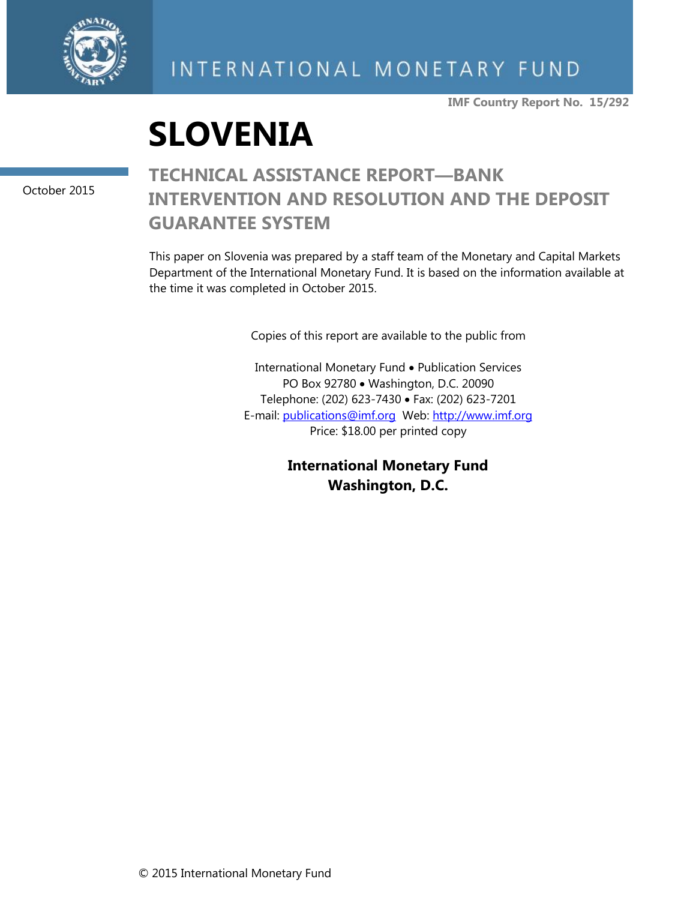INTERNATIONAL MONETARY FUND

IMF Country Report No. 15/292

# SLOVENIA

October 2015

## TECHNICAL ASSISTANCE REPORT—BANK INTERVENTION AND RESOLUTION AND THE DEPOSIT GUARANTEE SYSTEM

This paper on Slovenia was prepared by a staff team of the Monetary and Capital Markets Department of the International Monetary Fund. It is based on the information available at the time it was completed in October 2015.

Copies of this report are available to the public from

International Monetary Fund • Publication Services
PO Box 92780 • Washington, D.C. 20090
Telephone: (202) 623-7430 • Fax: (202) 623-7201
E-mail: publications@imf.org Web: http://www.imf.org
Price: $18.00 per printed copy

**International Monetary Fund**
**Washington, D.C.**

© 2015 International Monetary Fund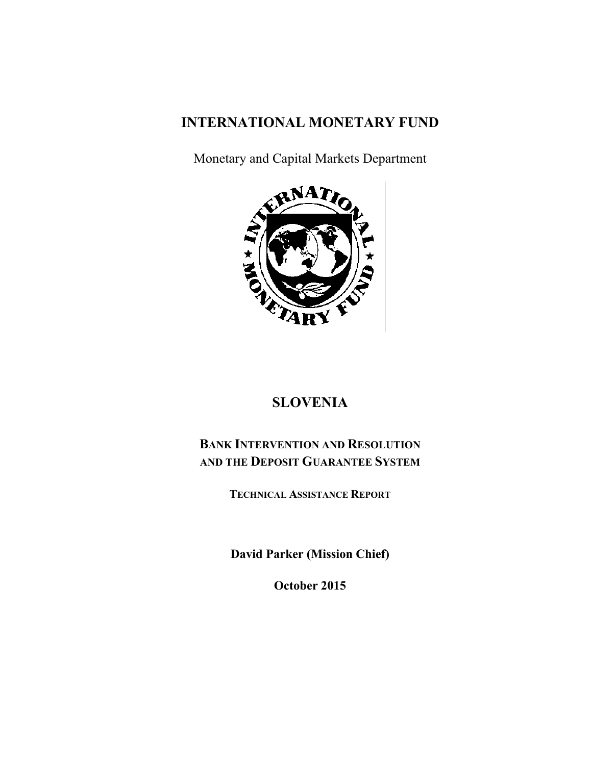# INTERNATIONAL MONETARY FUND

Monetary and Capital Markets Department

# SLOVENIA

## BANK INTERVENTION AND RESOLUTION AND THE DEPOSIT GUARANTEE SYSTEM

### TECHNICAL ASSISTANCE REPORT

**David Parker (Mission Chief)**

**October 2015**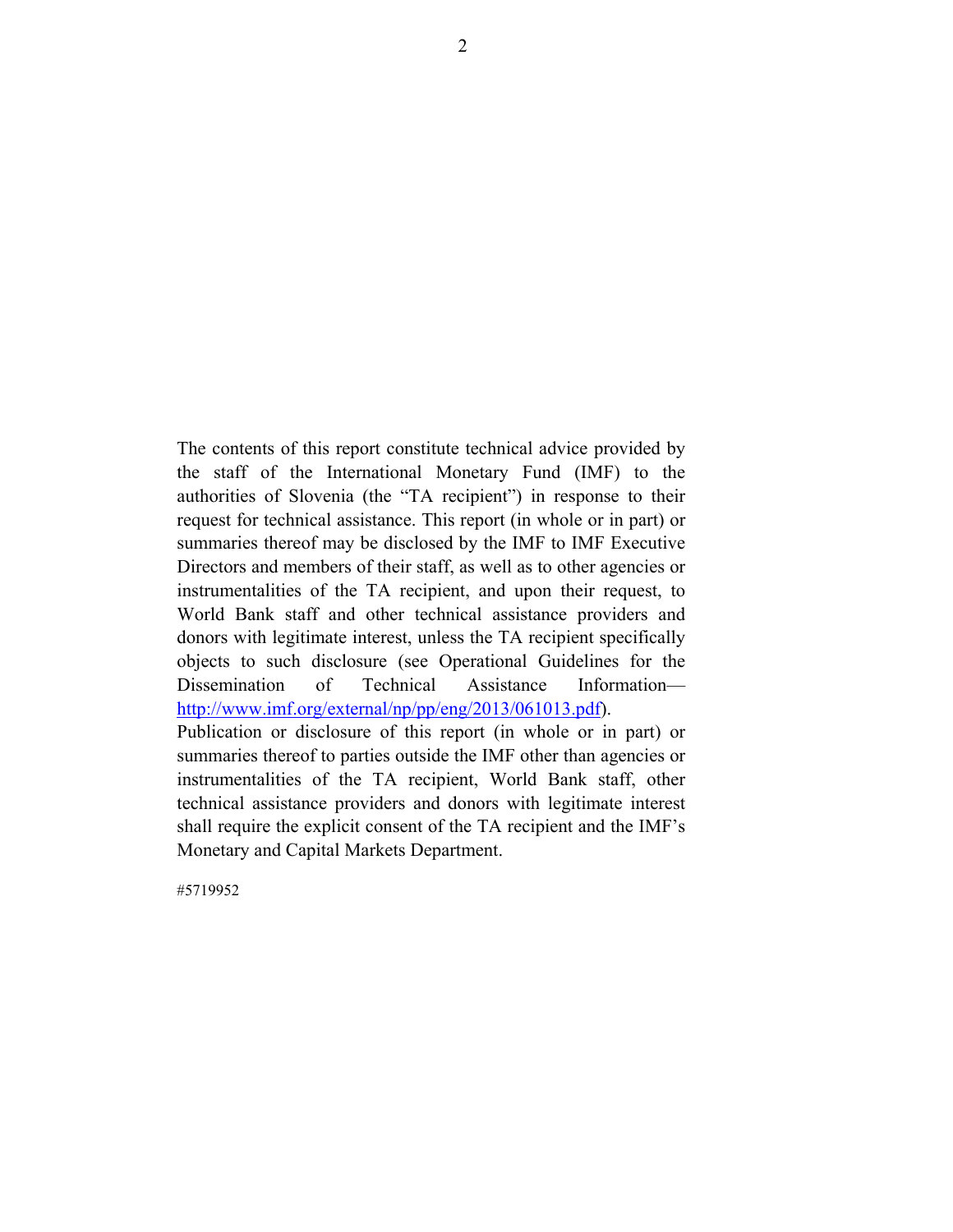The contents of this report constitute technical advice provided by the staff of the International Monetary Fund (IMF) to the authorities of Slovenia (the “TA recipient”) in response to their request for technical assistance. This report (in whole or in part) or summaries thereof may be disclosed by the IMF to IMF Executive Directors and members of their staff, as well as to other agencies or instrumentalities of the TA recipient, and upon their request, to World Bank staff and other technical assistance providers and donors with legitimate interest, unless the TA recipient specifically objects to such disclosure (see Operational Guidelines for the Dissemination of Technical Assistance Information— [http://www.imf.org/external/np/pp/eng/2013/061013.pdf](http://www.imf.org/external/np/pp/eng/2013/061013.pdf)). Publication or disclosure of this report (in whole or in part) or summaries thereof to parties outside the IMF other than agencies or instrumentalities of the TA recipient, World Bank staff, other technical assistance providers and donors with legitimate interest shall require the explicit consent of the TA recipient and the IMF's Monetary and Capital Markets Department.

#5719952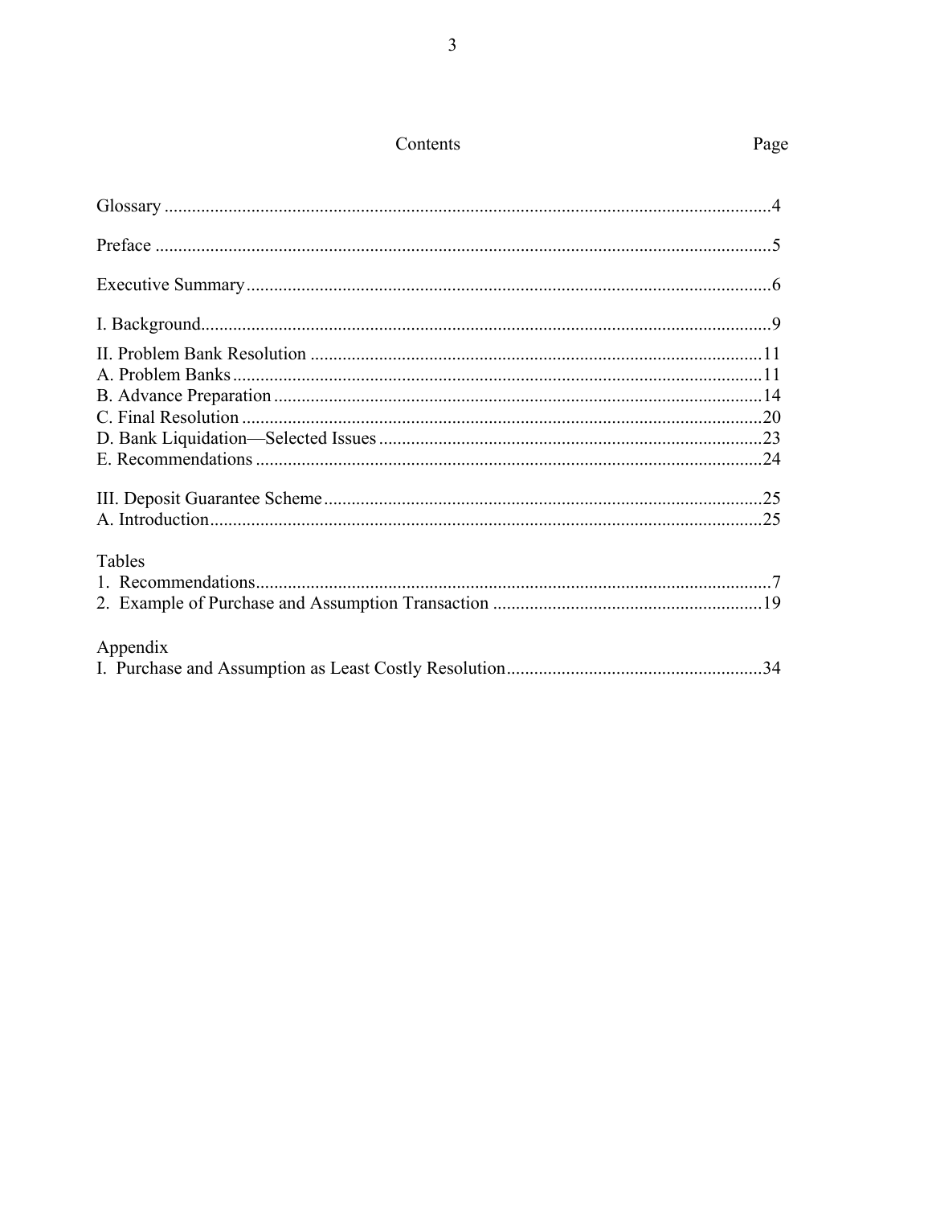# Contents

| | Page |
|---|---|
| Glossary | 4 |
| Preface | 5 |
| Executive Summary | 6 |
| I. Background | 9 |
| II. Problem Bank Resolution | 11 |
| A. Problem Banks | 11 |
| B. Advance Preparation | 14 |
| C. Final Resolution | 20 |
| D. Bank Liquidation—Selected Issues | 23 |
| E. Recommendations | 24 |
| III. Deposit Guarantee Scheme | 25 |
| A. Introduction | 25 |
| **Tables** | |
| 1. Recommendations | 7 |
| 2. Example of Purchase and Assumption Transaction | 19 |
| **Appendix** | |
| I. Purchase and Assumption as Least Costly Resolution | 34 |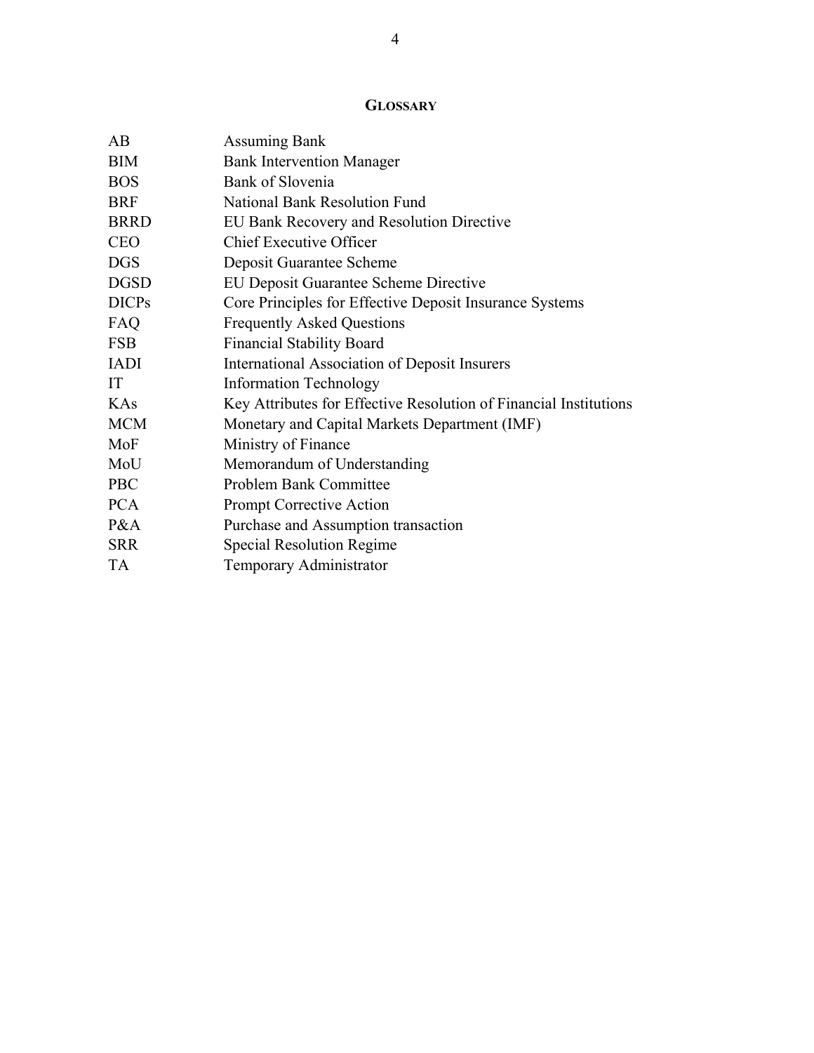# GLOSSARY

| | |
|---|---|
| AB | Assuming Bank |
| BIM | Bank Intervention Manager |
| BOS | Bank of Slovenia |
| BRF | National Bank Resolution Fund |
| BRRD | EU Bank Recovery and Resolution Directive |
| CEO | Chief Executive Officer |
| DGS | Deposit Guarantee Scheme |
| DGSD | EU Deposit Guarantee Scheme Directive |
| DICPs | Core Principles for Effective Deposit Insurance Systems |
| FAQ | Frequently Asked Questions |
| FSB | Financial Stability Board |
| IADI | International Association of Deposit Insurers |
| IT | Information Technology |
| KAs | Key Attributes for Effective Resolution of Financial Institutions |
| MCM | Monetary and Capital Markets Department (IMF) |
| MoF | Ministry of Finance |
| MoU | Memorandum of Understanding |
| PBC | Problem Bank Committee |
| PCA | Prompt Corrective Action |
| P&A | Purchase and Assumption transaction |
| SRR | Special Resolution Regime |
| TA | Temporary Administrator |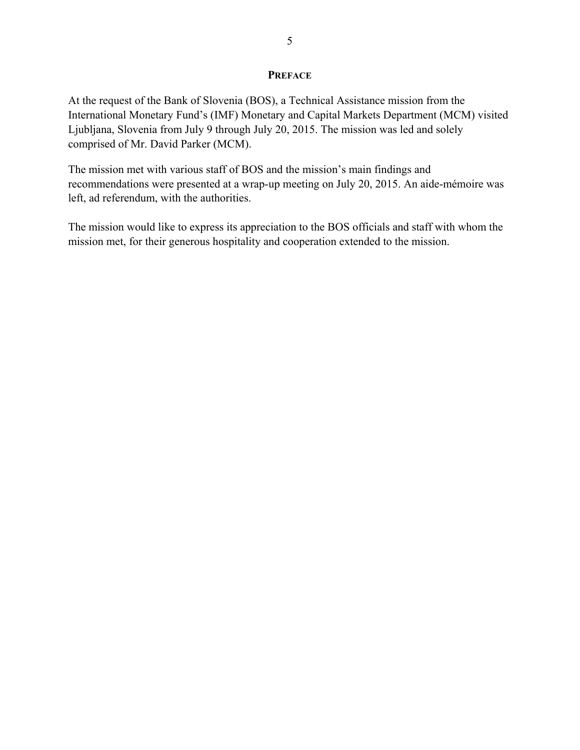## PREFACE

At the request of the Bank of Slovenia (BOS), a Technical Assistance mission from the International Monetary Fund's (IMF) Monetary and Capital Markets Department (MCM) visited Ljubljana, Slovenia from July 9 through July 20, 2015. The mission was led and solely comprised of Mr. David Parker (MCM).

The mission met with various staff of BOS and the mission's main findings and recommendations were presented at a wrap-up meeting on July 20, 2015. An aide-mémoire was left, ad referendum, with the authorities.

The mission would like to express its appreciation to the BOS officials and staff with whom the mission met, for their generous hospitality and cooperation extended to the mission.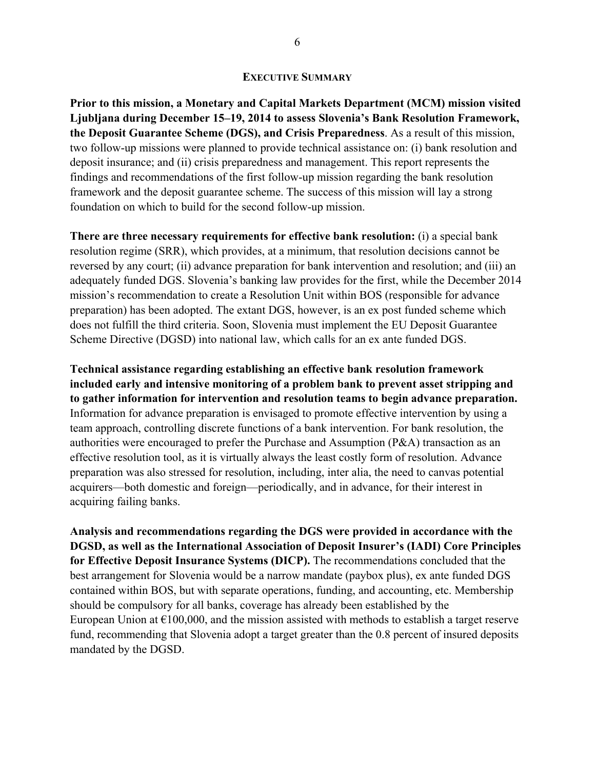## EXECUTIVE SUMMARY

**Prior to this mission, a Monetary and Capital Markets Department (MCM) mission visited Ljubljana during December 15–19, 2014 to assess Slovenia's Bank Resolution Framework, the Deposit Guarantee Scheme (DGS), and Crisis Preparedness**. As a result of this mission, two follow-up missions were planned to provide technical assistance on: (i) bank resolution and deposit insurance; and (ii) crisis preparedness and management. This report represents the findings and recommendations of the first follow-up mission regarding the bank resolution framework and the deposit guarantee scheme. The success of this mission will lay a strong foundation on which to build for the second follow-up mission.

**There are three necessary requirements for effective bank resolution:** (i) a special bank resolution regime (SRR), which provides, at a minimum, that resolution decisions cannot be reversed by any court; (ii) advance preparation for bank intervention and resolution; and (iii) an adequately funded DGS. Slovenia's banking law provides for the first, while the December 2014 mission's recommendation to create a Resolution Unit within BOS (responsible for advance preparation) has been adopted. The extant DGS, however, is an ex post funded scheme which does not fulfill the third criteria. Soon, Slovenia must implement the EU Deposit Guarantee Scheme Directive (DGSD) into national law, which calls for an ex ante funded DGS.

**Technical assistance regarding establishing an effective bank resolution framework included early and intensive monitoring of a problem bank to prevent asset stripping and to gather information for intervention and resolution teams to begin advance preparation.** Information for advance preparation is envisaged to promote effective intervention by using a team approach, controlling discrete functions of a bank intervention. For bank resolution, the authorities were encouraged to prefer the Purchase and Assumption (P&A) transaction as an effective resolution tool, as it is virtually always the least costly form of resolution. Advance preparation was also stressed for resolution, including, inter alia, the need to canvas potential acquirers—both domestic and foreign—periodically, and in advance, for their interest in acquiring failing banks.

**Analysis and recommendations regarding the DGS were provided in accordance with the DGSD, as well as the International Association of Deposit Insurer's (IADI) Core Principles for Effective Deposit Insurance Systems (DICP).** The recommendations concluded that the best arrangement for Slovenia would be a narrow mandate (paybox plus), ex ante funded DGS contained within BOS, but with separate operations, funding, and accounting, etc. Membership should be compulsory for all banks, coverage has already been established by the European Union at €100,000, and the mission assisted with methods to establish a target reserve fund, recommending that Slovenia adopt a target greater than the 0.8 percent of insured deposits mandated by the DGSD.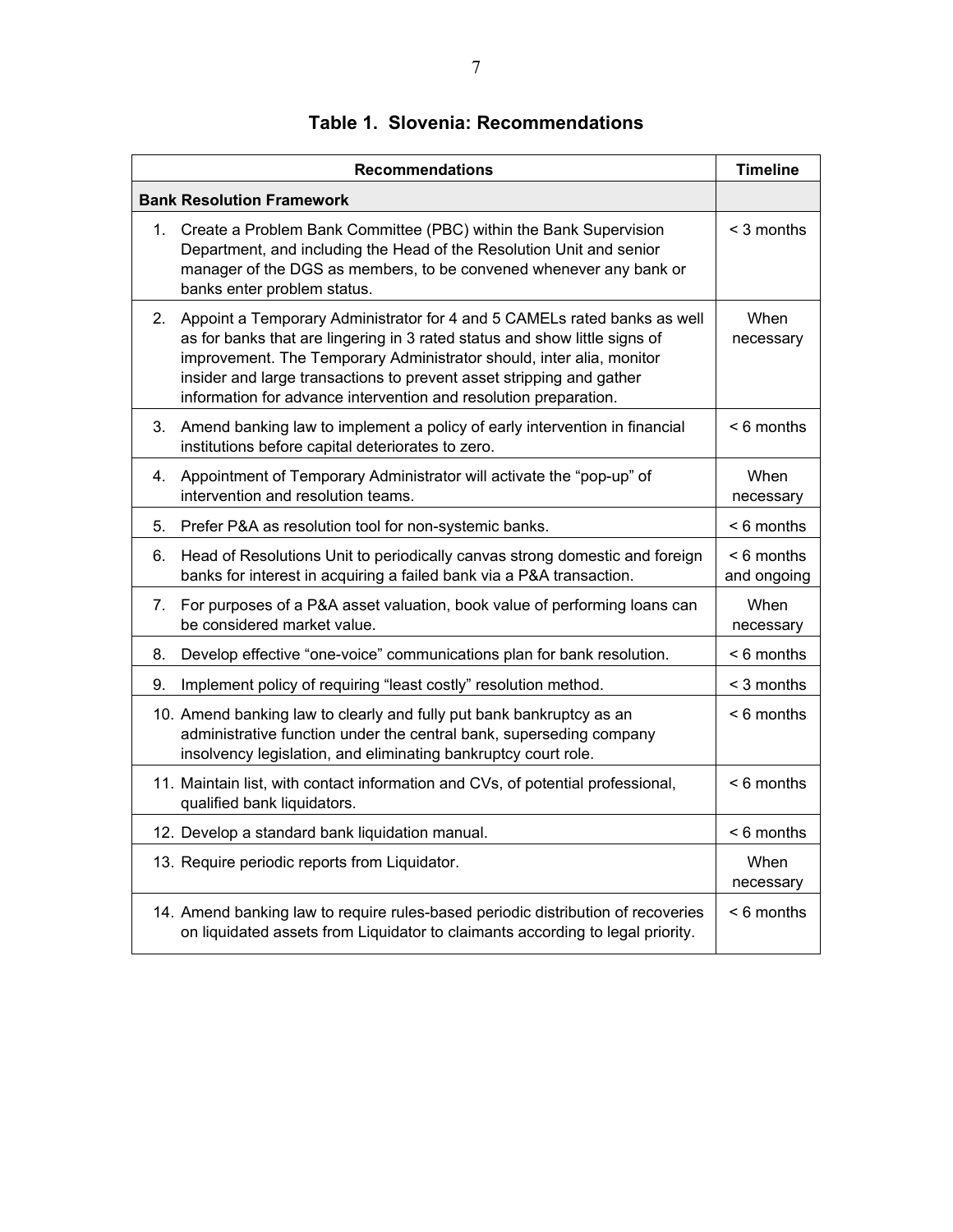# Table 1. Slovenia: Recommendations

| Recommendations | Timeline |
|---|---|
| **Bank Resolution Framework** | |
| 1. Create a Problem Bank Committee (PBC) within the Bank Supervision Department, and including the Head of the Resolution Unit and senior manager of the DGS as members, to be convened whenever any bank or banks enter problem status. | < 3 months |
| 2. Appoint a Temporary Administrator for 4 and 5 CAMELs rated banks as well as for banks that are lingering in 3 rated status and show little signs of improvement. The Temporary Administrator should, inter alia, monitor insider and large transactions to prevent asset stripping and gather information for advance intervention and resolution preparation. | When necessary |
| 3. Amend banking law to implement a policy of early intervention in financial institutions before capital deteriorates to zero. | < 6 months |
| 4. Appointment of Temporary Administrator will activate the “pop-up” of intervention and resolution teams. | When necessary |
| 5. Prefer P&A as resolution tool for non-systemic banks. | < 6 months |
| 6. Head of Resolutions Unit to periodically canvas strong domestic and foreign banks for interest in acquiring a failed bank via a P&A transaction. | < 6 months and ongoing |
| 7. For purposes of a P&A asset valuation, book value of performing loans can be considered market value. | When necessary |
| 8. Develop effective “one-voice” communications plan for bank resolution. | < 6 months |
| 9. Implement policy of requiring “least costly” resolution method. | < 3 months |
| 10. Amend banking law to clearly and fully put bank bankruptcy as an administrative function under the central bank, superseding company insolvency legislation, and eliminating bankruptcy court role. | < 6 months |
| 11. Maintain list, with contact information and CVs, of potential professional, qualified bank liquidators. | < 6 months |
| 12. Develop a standard bank liquidation manual. | < 6 months |
| 13. Require periodic reports from Liquidator. | When necessary |
| 14. Amend banking law to require rules-based periodic distribution of recoveries on liquidated assets from Liquidator to claimants according to legal priority. | < 6 months |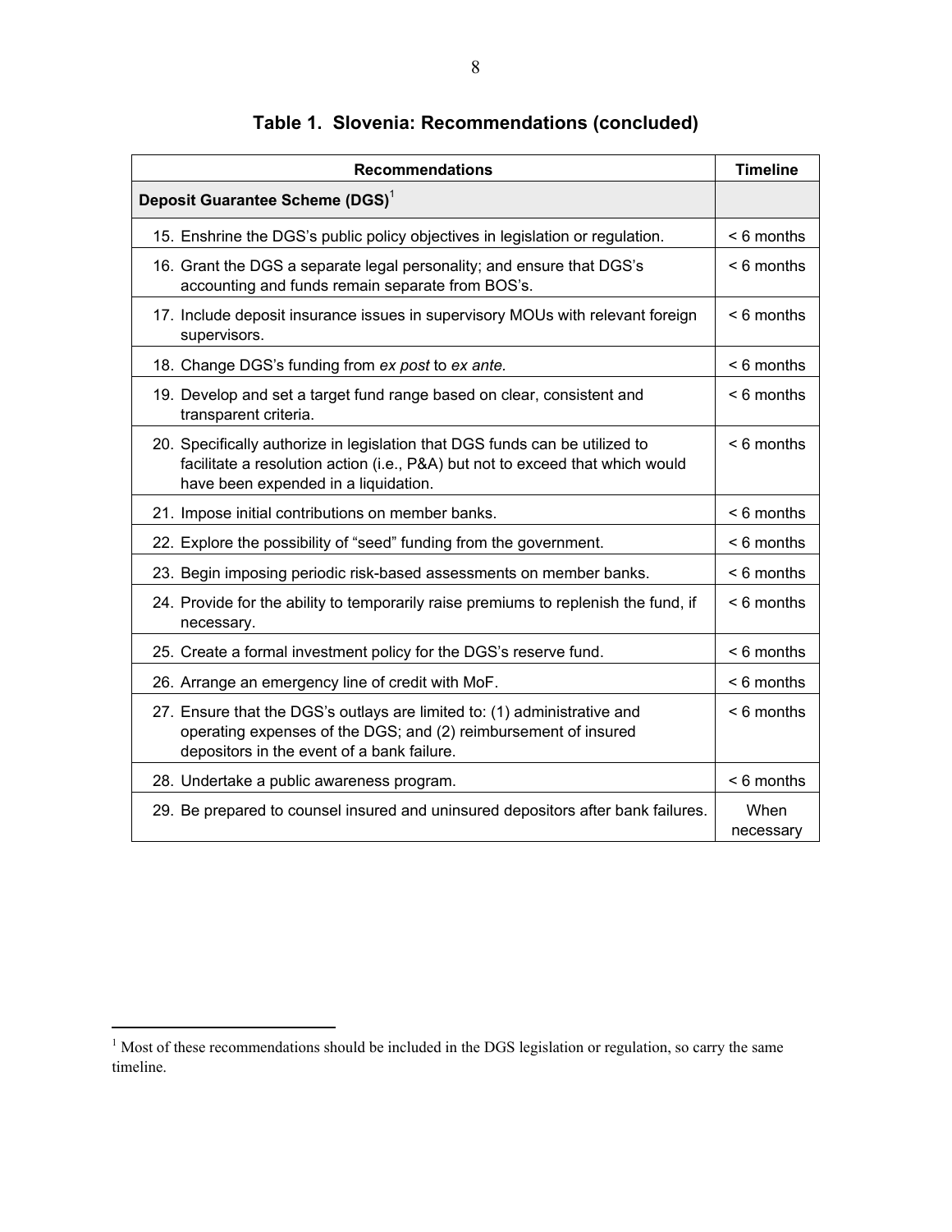**Table 1. Slovenia: Recommendations (concluded)**

| Recommendations | Timeline |
| --- | --- |
| **Deposit Guarantee Scheme (DGS)**[1] | |
| 15. Enshrine the DGS's public policy objectives in legislation or regulation. | < 6 months |
| 16. Grant the DGS a separate legal personality; and ensure that DGS's accounting and funds remain separate from BOS's. | < 6 months |
| 17. Include deposit insurance issues in supervisory MOUs with relevant foreign supervisors. | < 6 months |
| 18. Change DGS's funding from *ex post* to *ex ante*. | < 6 months |
| 19. Develop and set a target fund range based on clear, consistent and transparent criteria. | < 6 months |
| 20. Specifically authorize in legislation that DGS funds can be utilized to facilitate a resolution action (i.e., P&A) but not to exceed that which would have been expended in a liquidation. | < 6 months |
| 21. Impose initial contributions on member banks. | < 6 months |
| 22. Explore the possibility of "seed" funding from the government. | < 6 months |
| 23. Begin imposing periodic risk-based assessments on member banks. | < 6 months |
| 24. Provide for the ability to temporarily raise premiums to replenish the fund, if necessary. | < 6 months |
| 25. Create a formal investment policy for the DGS's reserve fund. | < 6 months |
| 26. Arrange an emergency line of credit with MoF. | < 6 months |
| 27. Ensure that the DGS's outlays are limited to: (1) administrative and operating expenses of the DGS; and (2) reimbursement of insured depositors in the event of a bank failure. | < 6 months |
| 28. Undertake a public awareness program. | < 6 months |
| 29. Be prepared to counsel insured and uninsured depositors after bank failures. | When necessary |

[1] Most of these recommendations should be included in the DGS legislation or regulation, so carry the same timeline.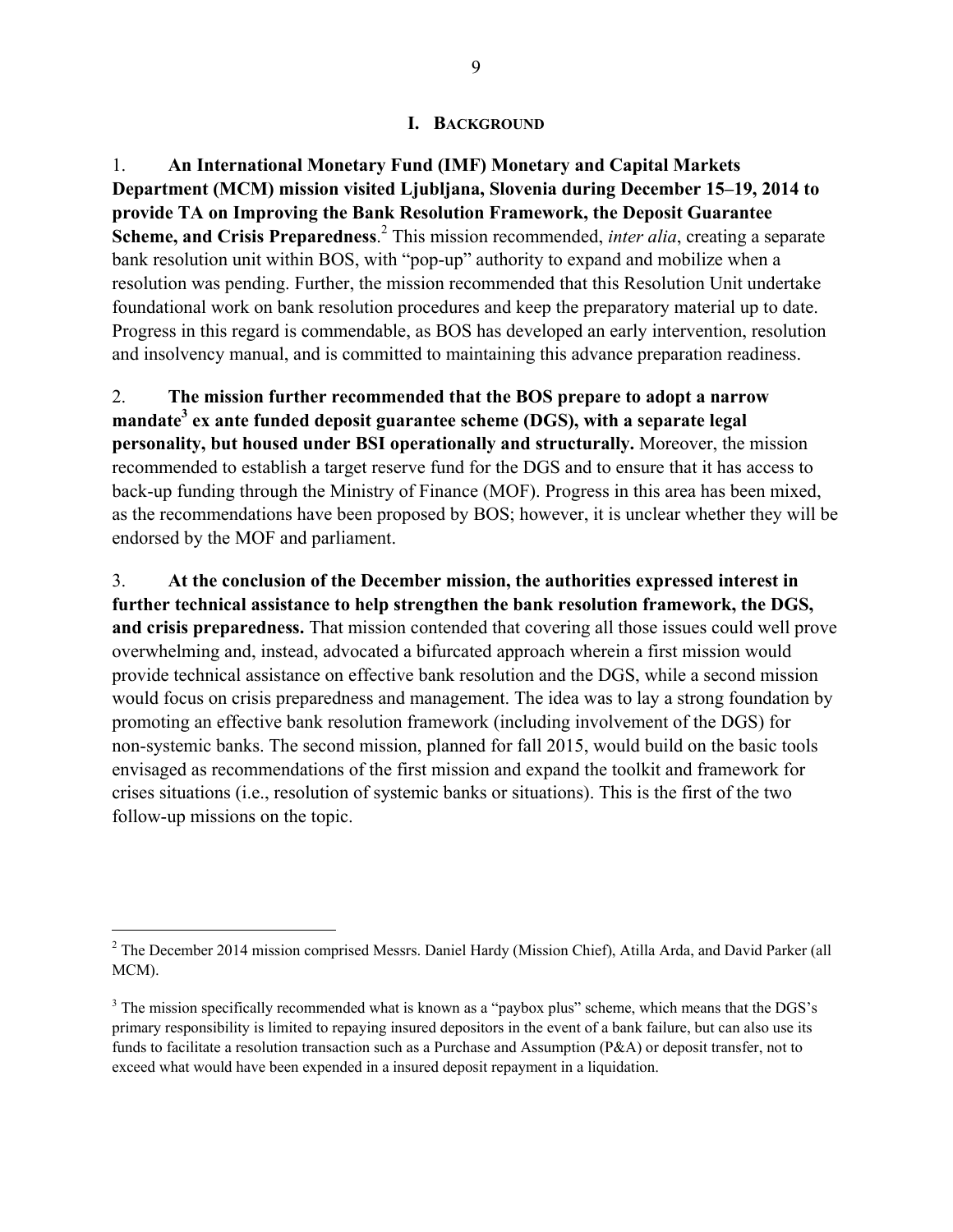# I. BACKGROUND

1. **An International Monetary Fund (IMF) Monetary and Capital Markets Department (MCM) mission visited Ljubljana, Slovenia during December 15–19, 2014 to provide TA on Improving the Bank Resolution Framework, the Deposit Guarantee Scheme, and Crisis Preparedness**.[2] This mission recommended, *inter alia*, creating a separate bank resolution unit within BOS, with "pop-up" authority to expand and mobilize when a resolution was pending. Further, the mission recommended that this Resolution Unit undertake foundational work on bank resolution procedures and keep the preparatory material up to date. Progress in this regard is commendable, as BOS has developed an early intervention, resolution and insolvency manual, and is committed to maintaining this advance preparation readiness.

2. **The mission further recommended that the BOS prepare to adopt a narrow mandate[3] ex ante funded deposit guarantee scheme (DGS), with a separate legal personality, but housed under BSI operationally and structurally.** Moreover, the mission recommended to establish a target reserve fund for the DGS and to ensure that it has access to back-up funding through the Ministry of Finance (MOF). Progress in this area has been mixed, as the recommendations have been proposed by BOS; however, it is unclear whether they will be endorsed by the MOF and parliament.

3. **At the conclusion of the December mission, the authorities expressed interest in further technical assistance to help strengthen the bank resolution framework, the DGS, and crisis preparedness.** That mission contended that covering all those issues could well prove overwhelming and, instead, advocated a bifurcated approach wherein a first mission would provide technical assistance on effective bank resolution and the DGS, while a second mission would focus on crisis preparedness and management. The idea was to lay a strong foundation by promoting an effective bank resolution framework (including involvement of the DGS) for non-systemic banks. The second mission, planned for fall 2015, would build on the basic tools envisaged as recommendations of the first mission and expand the toolkit and framework for crises situations (i.e., resolution of systemic banks or situations). This is the first of the two follow-up missions on the topic.

---

[2] The December 2014 mission comprised Messrs. Daniel Hardy (Mission Chief), Atilla Arda, and David Parker (all MCM).

[3] The mission specifically recommended what is known as a "paybox plus" scheme, which means that the DGS's primary responsibility is limited to repaying insured depositors in the event of a bank failure, but can also use its funds to facilitate a resolution transaction such as a Purchase and Assumption (P&A) or deposit transfer, not to exceed what would have been expended in a insured deposit repayment in a liquidation.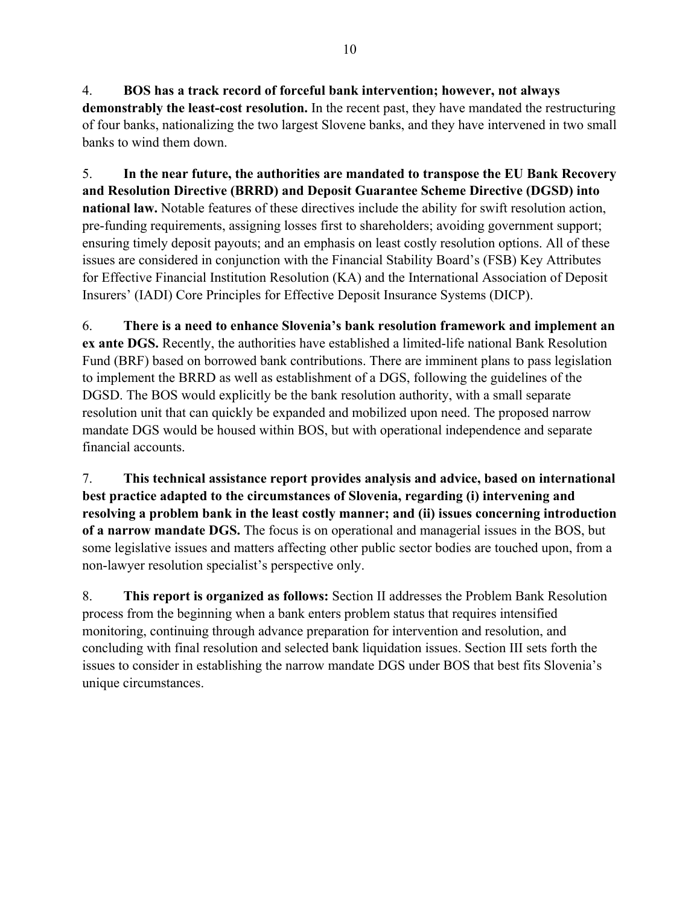4. **BOS has a track record of forceful bank intervention; however, not always demonstrably the least-cost resolution.** In the recent past, they have mandated the restructuring of four banks, nationalizing the two largest Slovene banks, and they have intervened in two small banks to wind them down.

5. **In the near future, the authorities are mandated to transpose the EU Bank Recovery and Resolution Directive (BRRD) and Deposit Guarantee Scheme Directive (DGSD) into national law.** Notable features of these directives include the ability for swift resolution action, pre-funding requirements, assigning losses first to shareholders; avoiding government support; ensuring timely deposit payouts; and an emphasis on least costly resolution options. All of these issues are considered in conjunction with the Financial Stability Board's (FSB) Key Attributes for Effective Financial Institution Resolution (KA) and the International Association of Deposit Insurers' (IADI) Core Principles for Effective Deposit Insurance Systems (DICP).

6. **There is a need to enhance Slovenia's bank resolution framework and implement an ex ante DGS.** Recently, the authorities have established a limited-life national Bank Resolution Fund (BRF) based on borrowed bank contributions. There are imminent plans to pass legislation to implement the BRRD as well as establishment of a DGS, following the guidelines of the DGSD. The BOS would explicitly be the bank resolution authority, with a small separate resolution unit that can quickly be expanded and mobilized upon need. The proposed narrow mandate DGS would be housed within BOS, but with operational independence and separate financial accounts.

7. **This technical assistance report provides analysis and advice, based on international best practice adapted to the circumstances of Slovenia, regarding (i) intervening and resolving a problem bank in the least costly manner; and (ii) issues concerning introduction of a narrow mandate DGS.** The focus is on operational and managerial issues in the BOS, but some legislative issues and matters affecting other public sector bodies are touched upon, from a non-lawyer resolution specialist's perspective only.

8. **This report is organized as follows:** Section II addresses the Problem Bank Resolution process from the beginning when a bank enters problem status that requires intensified monitoring, continuing through advance preparation for intervention and resolution, and concluding with final resolution and selected bank liquidation issues. Section III sets forth the issues to consider in establishing the narrow mandate DGS under BOS that best fits Slovenia's unique circumstances.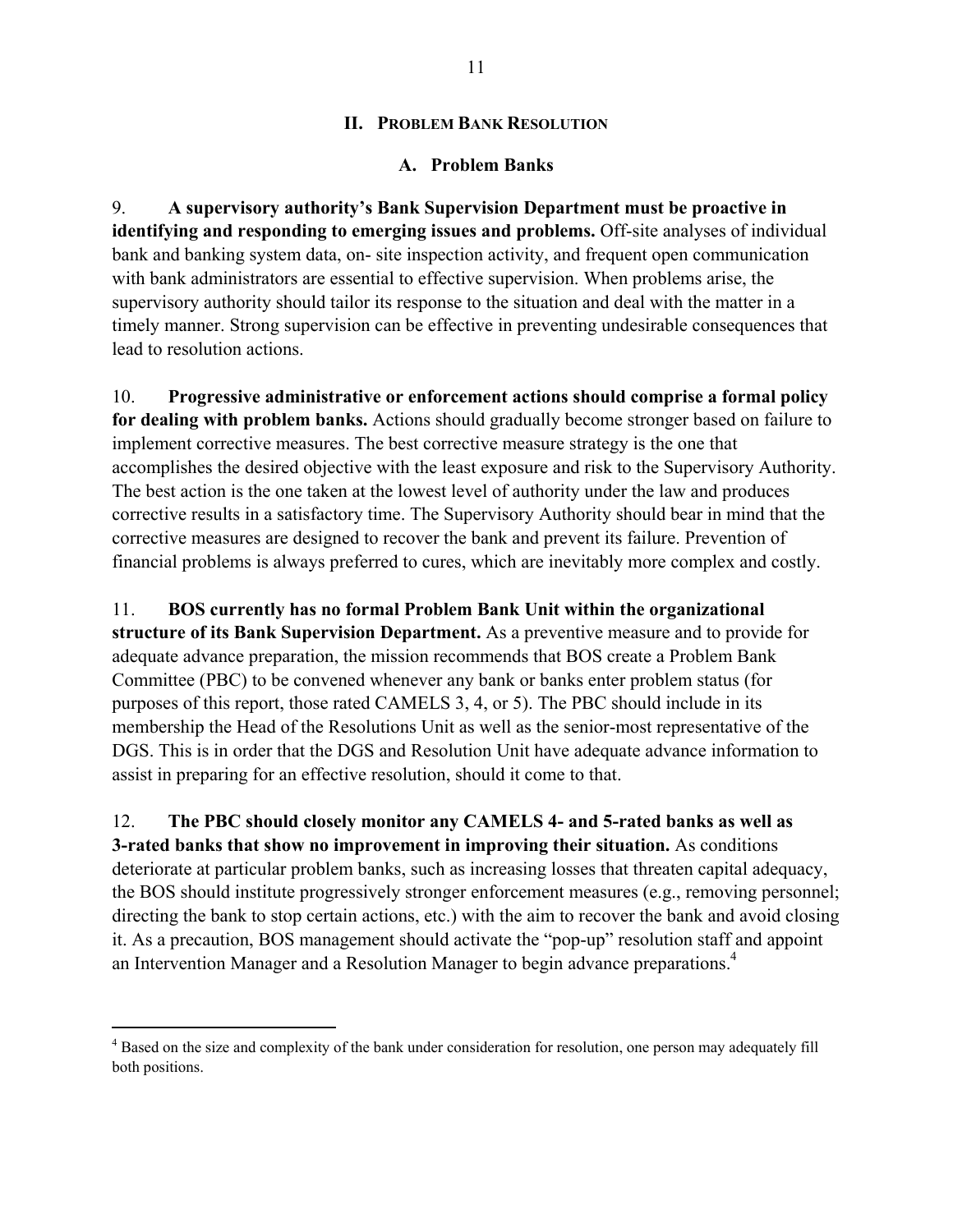## II. Problem Bank Resolution

### A. Problem Banks

9. **A supervisory authority's Bank Supervision Department must be proactive in identifying and responding to emerging issues and problems.** Off-site analyses of individual bank and banking system data, on- site inspection activity, and frequent open communication with bank administrators are essential to effective supervision. When problems arise, the supervisory authority should tailor its response to the situation and deal with the matter in a timely manner. Strong supervision can be effective in preventing undesirable consequences that lead to resolution actions.

10. **Progressive administrative or enforcement actions should comprise a formal policy for dealing with problem banks.** Actions should gradually become stronger based on failure to implement corrective measures. The best corrective measure strategy is the one that accomplishes the desired objective with the least exposure and risk to the Supervisory Authority. The best action is the one taken at the lowest level of authority under the law and produces corrective results in a satisfactory time. The Supervisory Authority should bear in mind that the corrective measures are designed to recover the bank and prevent its failure. Prevention of financial problems is always preferred to cures, which are inevitably more complex and costly.

11. **BOS currently has no formal Problem Bank Unit within the organizational structure of its Bank Supervision Department.** As a preventive measure and to provide for adequate advance preparation, the mission recommends that BOS create a Problem Bank Committee (PBC) to be convened whenever any bank or banks enter problem status (for purposes of this report, those rated CAMELS 3, 4, or 5). The PBC should include in its membership the Head of the Resolutions Unit as well as the senior-most representative of the DGS. This is in order that the DGS and Resolution Unit have adequate advance information to assist in preparing for an effective resolution, should it come to that.

12. **The PBC should closely monitor any CAMELS 4- and 5-rated banks as well as 3-rated banks that show no improvement in improving their situation.** As conditions deteriorate at particular problem banks, such as increasing losses that threaten capital adequacy, the BOS should institute progressively stronger enforcement measures (e.g., removing personnel; directing the bank to stop certain actions, etc.) with the aim to recover the bank and avoid closing it. As a precaution, BOS management should activate the "pop-up" resolution staff and appoint an Intervention Manager and a Resolution Manager to begin advance preparations.[4]

[4] Based on the size and complexity of the bank under consideration for resolution, one person may adequately fill both positions.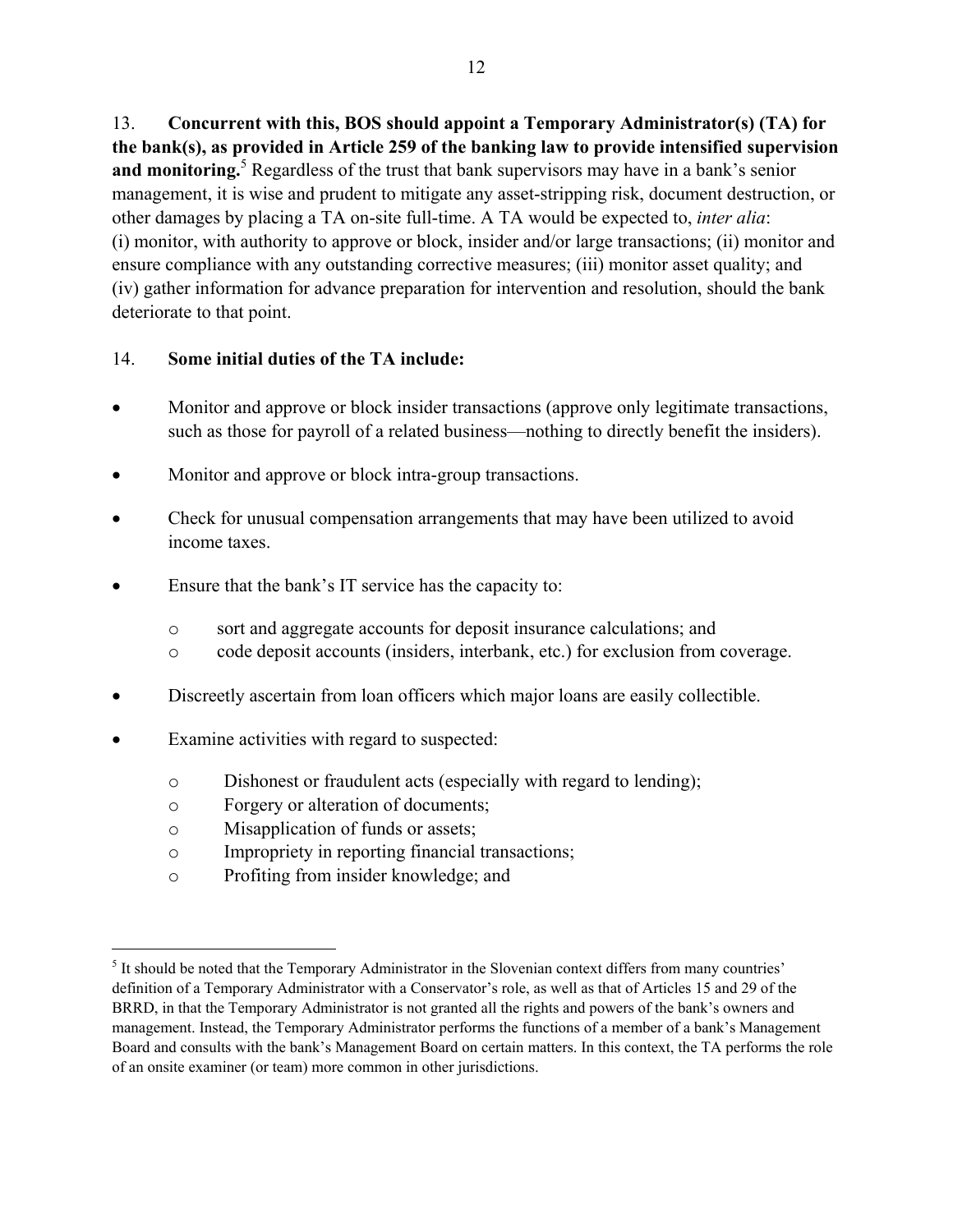13. **Concurrent with this, BOS should appoint a Temporary Administrator(s) (TA) for the bank(s), as provided in Article 259 of the banking law to provide intensified supervision and monitoring.**[5] Regardless of the trust that bank supervisors may have in a bank's senior management, it is wise and prudent to mitigate any asset-stripping risk, document destruction, or other damages by placing a TA on-site full-time. A TA would be expected to, *inter alia*: (i) monitor, with authority to approve or block, insider and/or large transactions; (ii) monitor and ensure compliance with any outstanding corrective measures; (iii) monitor asset quality; and (iv) gather information for advance preparation for intervention and resolution, should the bank deteriorate to that point.

14. **Some initial duties of the TA include:**

- Monitor and approve or block insider transactions (approve only legitimate transactions, such as those for payroll of a related business—nothing to directly benefit the insiders).
- Monitor and approve or block intra-group transactions.
- Check for unusual compensation arrangements that may have been utilized to avoid income taxes.
- Ensure that the bank's IT service has the capacity to:
  - sort and aggregate accounts for deposit insurance calculations; and
  - code deposit accounts (insiders, interbank, etc.) for exclusion from coverage.
- Discreetly ascertain from loan officers which major loans are easily collectible.
- Examine activities with regard to suspected:
  - Dishonest or fraudulent acts (especially with regard to lending);
  - Forgery or alteration of documents;
  - Misapplication of funds or assets;
  - Impropriety in reporting financial transactions;
  - Profiting from insider knowledge; and

[5] It should be noted that the Temporary Administrator in the Slovenian context differs from many countries' definition of a Temporary Administrator with a Conservator's role, as well as that of Articles 15 and 29 of the BRRD, in that the Temporary Administrator is not granted all the rights and powers of the bank's owners and management. Instead, the Temporary Administrator performs the functions of a member of a bank's Management Board and consults with the bank's Management Board on certain matters. In this context, the TA performs the role of an onsite examiner (or team) more common in other jurisdictions.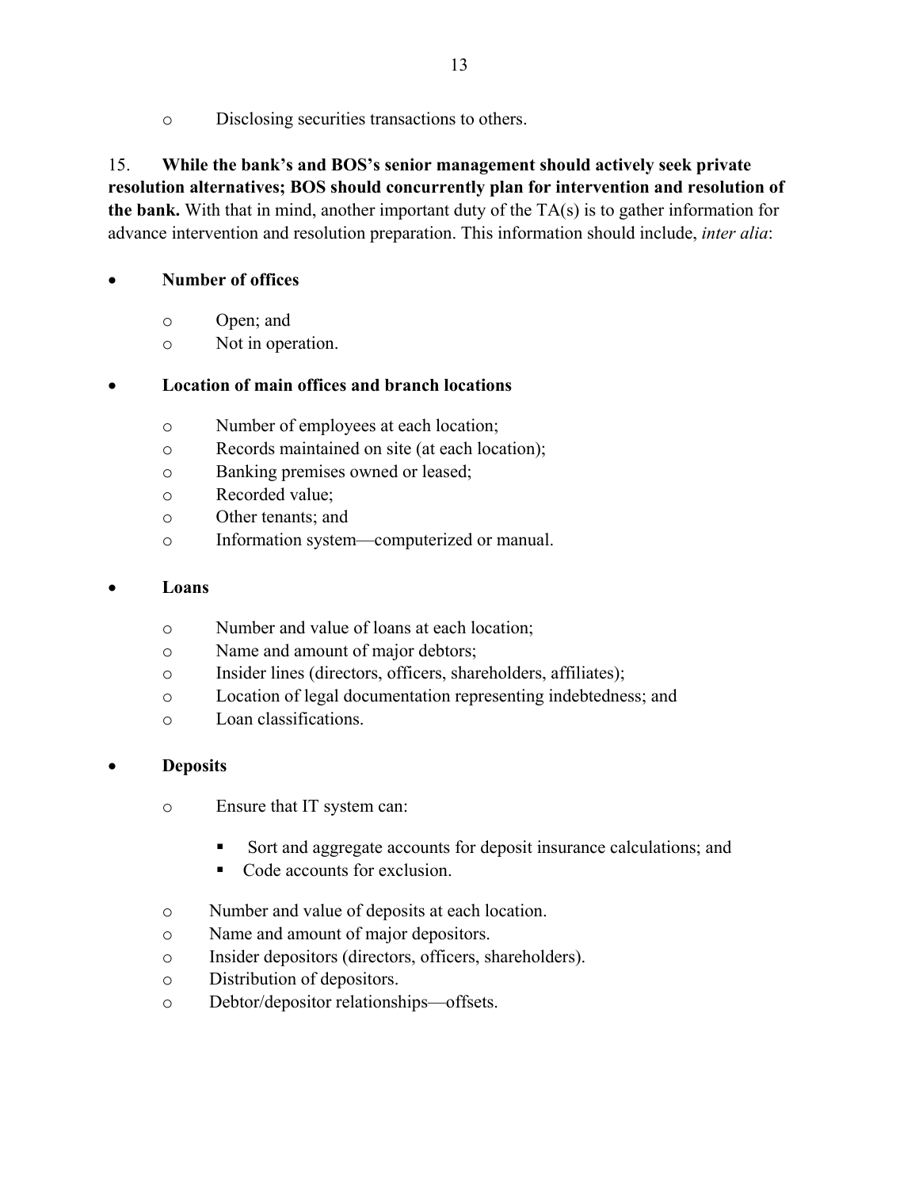- Disclosing securities transactions to others.

15. **While the bank's and BOS's senior management should actively seek private resolution alternatives; BOS should concurrently plan for intervention and resolution of the bank.** With that in mind, another important duty of the TA(s) is to gather information for advance intervention and resolution preparation. This information should include, *inter alia*:

- **Number of offices**
  - Open; and
  - Not in operation.

- **Location of main offices and branch locations**
  - Number of employees at each location;
  - Records maintained on site (at each location);
  - Banking premises owned or leased;
  - Recorded value;
  - Other tenants; and
  - Information system—computerized or manual.

- **Loans**
  - Number and value of loans at each location;
  - Name and amount of major debtors;
  - Insider lines (directors, officers, shareholders, affiliates);
  - Location of legal documentation representing indebtedness; and
  - Loan classifications.

- **Deposits**
  - Ensure that IT system can:
    - Sort and aggregate accounts for deposit insurance calculations; and
    - Code accounts for exclusion.
  - Number and value of deposits at each location.
  - Name and amount of major depositors.
  - Insider depositors (directors, officers, shareholders).
  - Distribution of depositors.
  - Debtor/depositor relationships—offsets.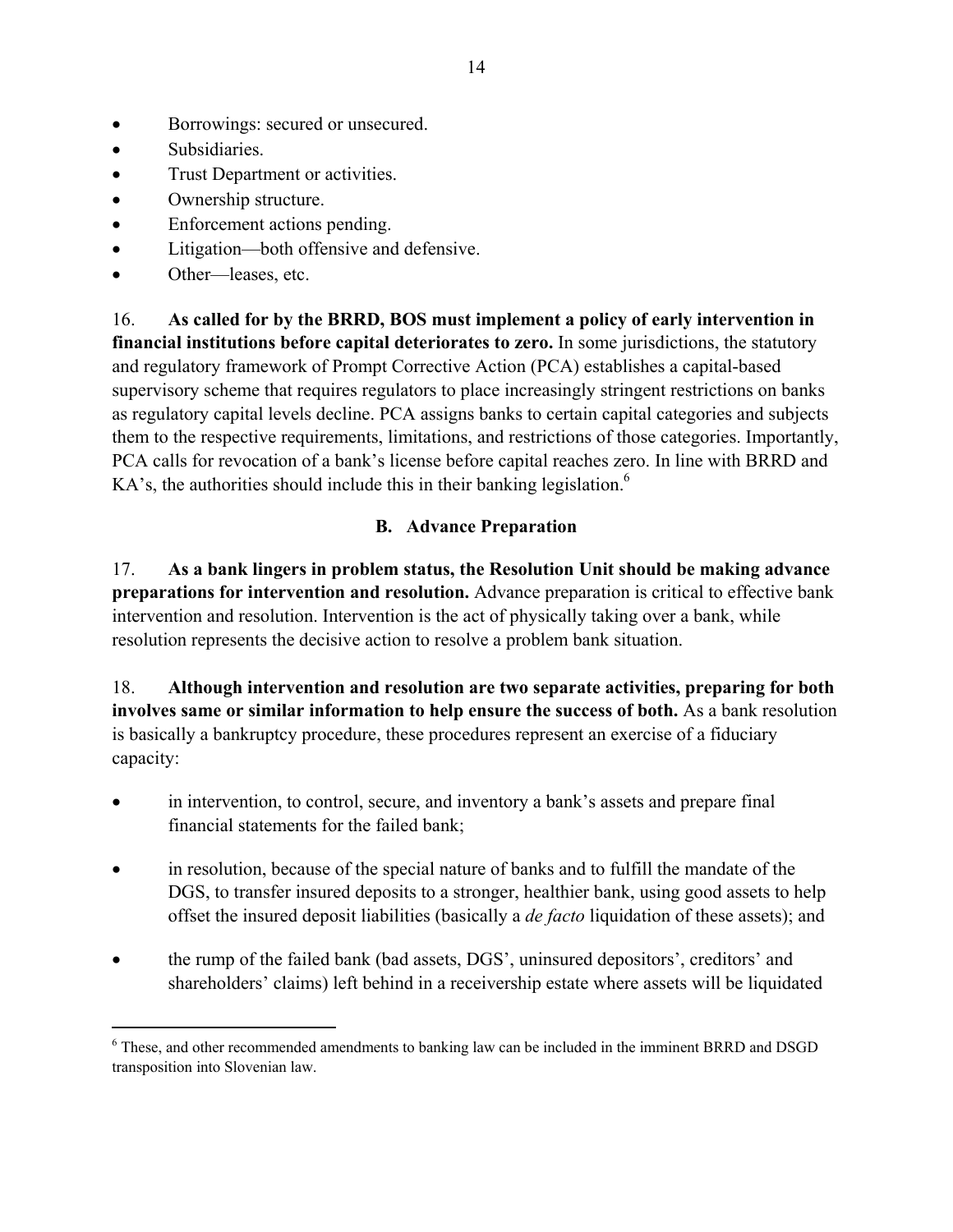- Borrowings: secured or unsecured.
- Subsidiaries.
- Trust Department or activities.
- Ownership structure.
- Enforcement actions pending.
- Litigation—both offensive and defensive.
- Other—leases, etc.

16. **As called for by the BRRD, BOS must implement a policy of early intervention in financial institutions before capital deteriorates to zero.** In some jurisdictions, the statutory and regulatory framework of Prompt Corrective Action (PCA) establishes a capital-based supervisory scheme that requires regulators to place increasingly stringent restrictions on banks as regulatory capital levels decline. PCA assigns banks to certain capital categories and subjects them to the respective requirements, limitations, and restrictions of those categories. Importantly, PCA calls for revocation of a bank's license before capital reaches zero. In line with BRRD and KA's, the authorities should include this in their banking legislation.[6]

## B. Advance Preparation

17. **As a bank lingers in problem status, the Resolution Unit should be making advance preparations for intervention and resolution.** Advance preparation is critical to effective bank intervention and resolution. Intervention is the act of physically taking over a bank, while resolution represents the decisive action to resolve a problem bank situation.

18. **Although intervention and resolution are two separate activities, preparing for both involves same or similar information to help ensure the success of both.** As a bank resolution is basically a bankruptcy procedure, these procedures represent an exercise of a fiduciary capacity:

- in intervention, to control, secure, and inventory a bank's assets and prepare final financial statements for the failed bank;
- in resolution, because of the special nature of banks and to fulfill the mandate of the DGS, to transfer insured deposits to a stronger, healthier bank, using good assets to help offset the insured deposit liabilities (basically a *de facto* liquidation of these assets); and
- the rump of the failed bank (bad assets, DGS', uninsured depositors', creditors' and shareholders' claims) left behind in a receivership estate where assets will be liquidated

[6] These, and other recommended amendments to banking law can be included in the imminent BRRD and DSGD transposition into Slovenian law.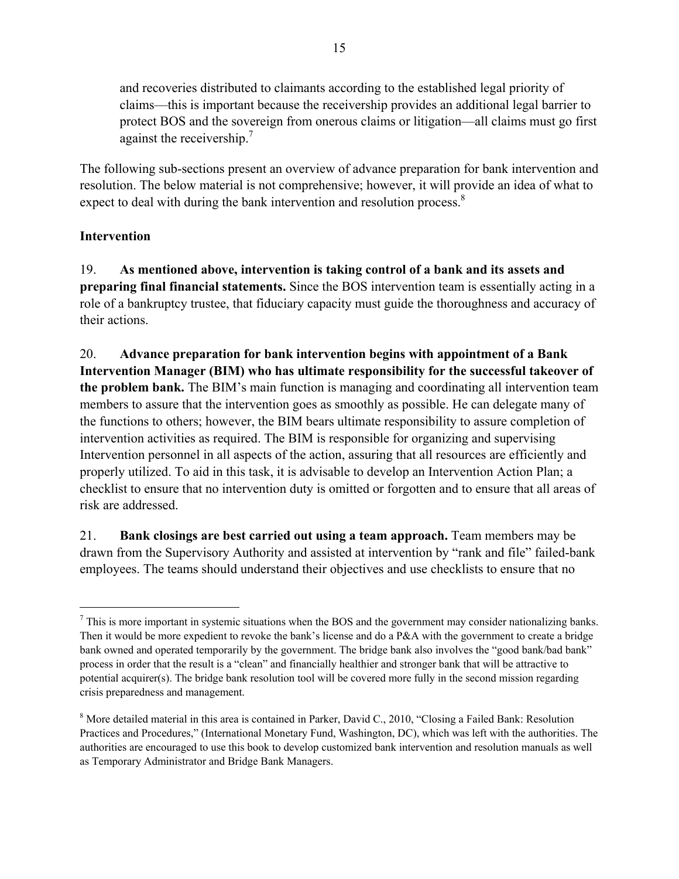and recoveries distributed to claimants according to the established legal priority of claims—this is important because the receivership provides an additional legal barrier to protect BOS and the sovereign from onerous claims or litigation—all claims must go first against the receivership.[7]

The following sub-sections present an overview of advance preparation for bank intervention and resolution. The below material is not comprehensive; however, it will provide an idea of what to expect to deal with during the bank intervention and resolution process.[8]

**Intervention**

19. **As mentioned above, intervention is taking control of a bank and its assets and preparing final financial statements.** Since the BOS intervention team is essentially acting in a role of a bankruptcy trustee, that fiduciary capacity must guide the thoroughness and accuracy of their actions.

20. **Advance preparation for bank intervention begins with appointment of a Bank Intervention Manager (BIM) who has ultimate responsibility for the successful takeover of the problem bank.** The BIM's main function is managing and coordinating all intervention team members to assure that the intervention goes as smoothly as possible. He can delegate many of the functions to others; however, the BIM bears ultimate responsibility to assure completion of intervention activities as required. The BIM is responsible for organizing and supervising Intervention personnel in all aspects of the action, assuring that all resources are efficiently and properly utilized. To aid in this task, it is advisable to develop an Intervention Action Plan; a checklist to ensure that no intervention duty is omitted or forgotten and to ensure that all areas of risk are addressed.

21. **Bank closings are best carried out using a team approach.** Team members may be drawn from the Supervisory Authority and assisted at intervention by "rank and file" failed-bank employees. The teams should understand their objectives and use checklists to ensure that no

---

[7] This is more important in systemic situations when the BOS and the government may consider nationalizing banks. Then it would be more expedient to revoke the bank's license and do a P&A with the government to create a bridge bank owned and operated temporarily by the government. The bridge bank also involves the "good bank/bad bank" process in order that the result is a "clean" and financially healthier and stronger bank that will be attractive to potential acquirer(s). The bridge bank resolution tool will be covered more fully in the second mission regarding crisis preparedness and management.

[8] More detailed material in this area is contained in Parker, David C., 2010, "Closing a Failed Bank: Resolution Practices and Procedures," (International Monetary Fund, Washington, DC), which was left with the authorities. The authorities are encouraged to use this book to develop customized bank intervention and resolution manuals as well as Temporary Administrator and Bridge Bank Managers.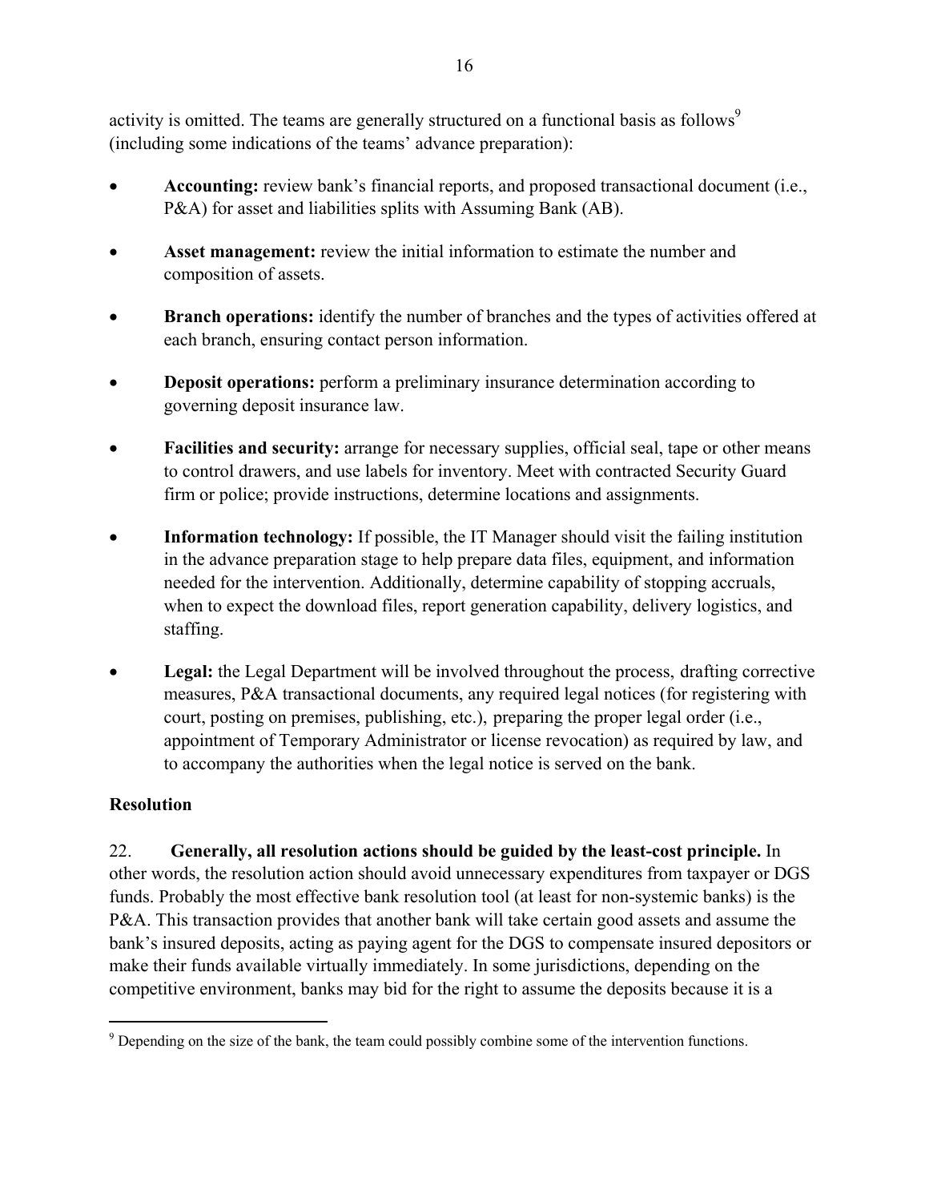activity is omitted. The teams are generally structured on a functional basis as follows[9] (including some indications of the teams' advance preparation):

- **Accounting:** review bank's financial reports, and proposed transactional document (i.e., P&A) for asset and liabilities splits with Assuming Bank (AB).
- **Asset management:** review the initial information to estimate the number and composition of assets.
- **Branch operations:** identify the number of branches and the types of activities offered at each branch, ensuring contact person information.
- **Deposit operations:** perform a preliminary insurance determination according to governing deposit insurance law.
- **Facilities and security:** arrange for necessary supplies, official seal, tape or other means to control drawers, and use labels for inventory. Meet with contracted Security Guard firm or police; provide instructions, determine locations and assignments.
- **Information technology:** If possible, the IT Manager should visit the failing institution in the advance preparation stage to help prepare data files, equipment, and information needed for the intervention. Additionally, determine capability of stopping accruals, when to expect the download files, report generation capability, delivery logistics, and staffing.
- **Legal:** the Legal Department will be involved throughout the process, drafting corrective measures, P&A transactional documents, any required legal notices (for registering with court, posting on premises, publishing, etc.), preparing the proper legal order (i.e., appointment of Temporary Administrator or license revocation) as required by law, and to accompany the authorities when the legal notice is served on the bank.

## Resolution

22. **Generally, all resolution actions should be guided by the least-cost principle.** In other words, the resolution action should avoid unnecessary expenditures from taxpayer or DGS funds. Probably the most effective bank resolution tool (at least for non-systemic banks) is the P&A. This transaction provides that another bank will take certain good assets and assume the bank's insured deposits, acting as paying agent for the DGS to compensate insured depositors or make their funds available virtually immediately. In some jurisdictions, depending on the competitive environment, banks may bid for the right to assume the deposits because it is a

[9] Depending on the size of the bank, the team could possibly combine some of the intervention functions.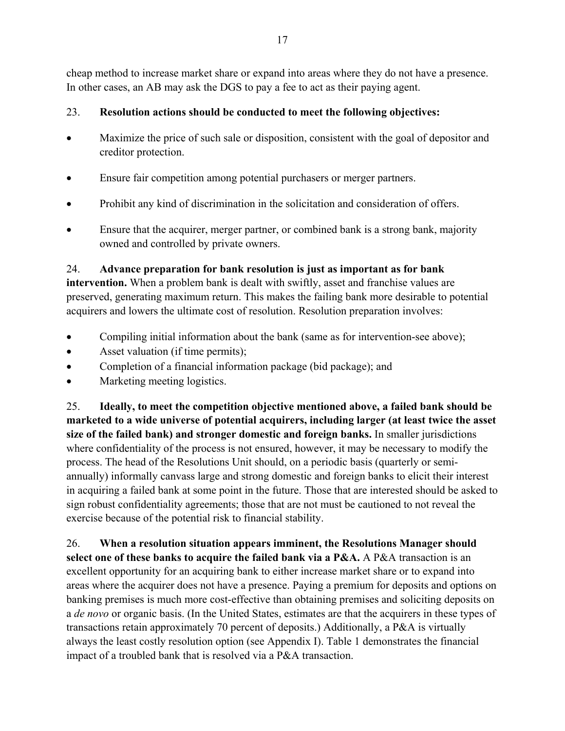cheap method to increase market share or expand into areas where they do not have a presence. In other cases, an AB may ask the DGS to pay a fee to act as their paying agent.

23. **Resolution actions should be conducted to meet the following objectives:**

- Maximize the price of such sale or disposition, consistent with the goal of depositor and creditor protection.
- Ensure fair competition among potential purchasers or merger partners.
- Prohibit any kind of discrimination in the solicitation and consideration of offers.
- Ensure that the acquirer, merger partner, or combined bank is a strong bank, majority owned and controlled by private owners.

24. **Advance preparation for bank resolution is just as important as for bank intervention.** When a problem bank is dealt with swiftly, asset and franchise values are preserved, generating maximum return. This makes the failing bank more desirable to potential acquirers and lowers the ultimate cost of resolution. Resolution preparation involves:

- Compiling initial information about the bank (same as for intervention-see above);
- Asset valuation (if time permits);
- Completion of a financial information package (bid package); and
- Marketing meeting logistics.

25. **Ideally, to meet the competition objective mentioned above, a failed bank should be marketed to a wide universe of potential acquirers, including larger (at least twice the asset size of the failed bank) and stronger domestic and foreign banks.** In smaller jurisdictions where confidentiality of the process is not ensured, however, it may be necessary to modify the process. The head of the Resolutions Unit should, on a periodic basis (quarterly or semi-annually) informally canvass large and strong domestic and foreign banks to elicit their interest in acquiring a failed bank at some point in the future. Those that are interested should be asked to sign robust confidentiality agreements; those that are not must be cautioned to not reveal the exercise because of the potential risk to financial stability.

26. **When a resolution situation appears imminent, the Resolutions Manager should select one of these banks to acquire the failed bank via a P&A.** A P&A transaction is an excellent opportunity for an acquiring bank to either increase market share or to expand into areas where the acquirer does not have a presence. Paying a premium for deposits and options on banking premises is much more cost-effective than obtaining premises and soliciting deposits on a *de novo* or organic basis. (In the United States, estimates are that the acquirers in these types of transactions retain approximately 70 percent of deposits.) Additionally, a P&A is virtually always the least costly resolution option (see Appendix I). Table 1 demonstrates the financial impact of a troubled bank that is resolved via a P&A transaction.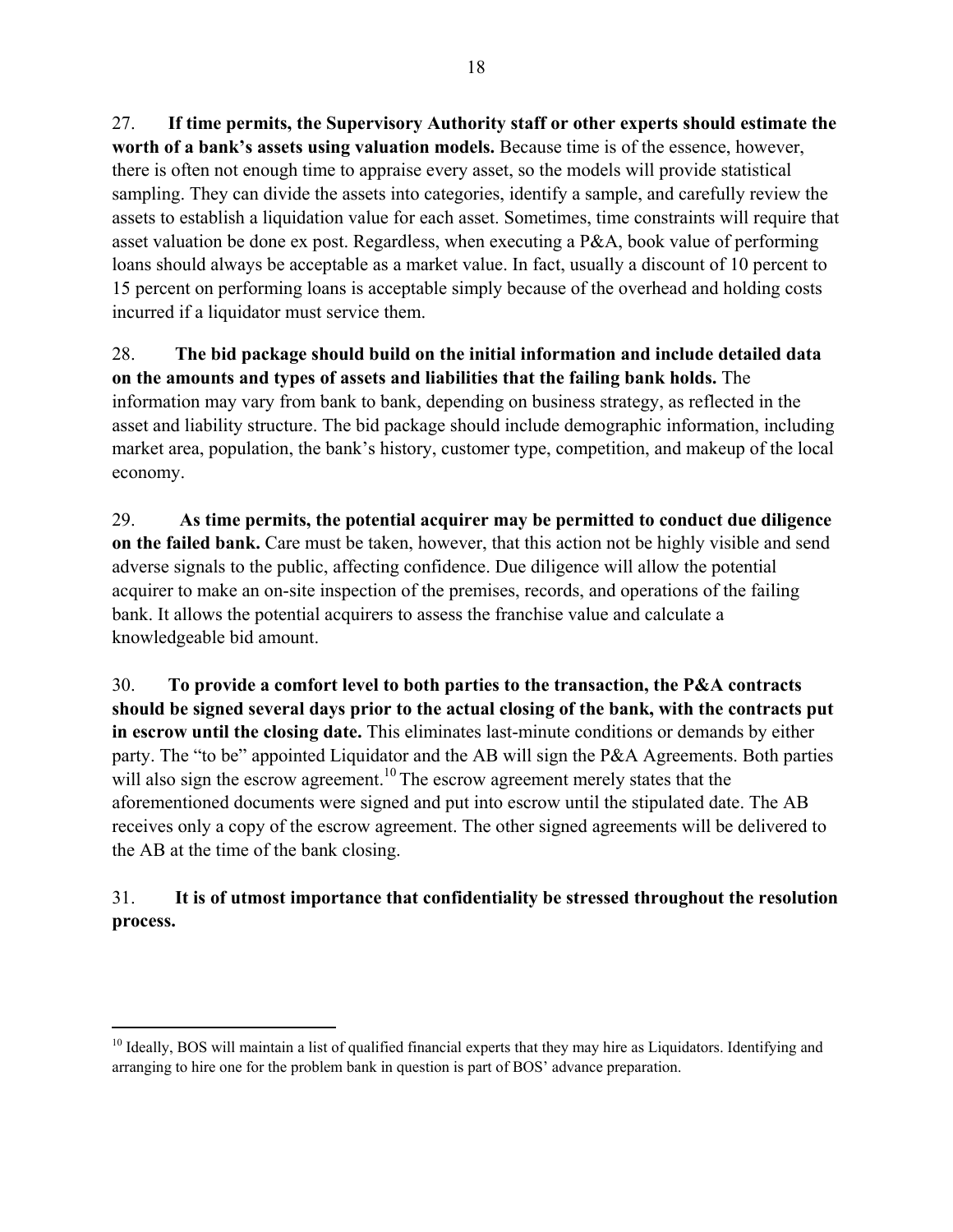27. **If time permits, the Supervisory Authority staff or other experts should estimate the worth of a bank's assets using valuation models.** Because time is of the essence, however, there is often not enough time to appraise every asset, so the models will provide statistical sampling. They can divide the assets into categories, identify a sample, and carefully review the assets to establish a liquidation value for each asset. Sometimes, time constraints will require that asset valuation be done ex post. Regardless, when executing a P&A, book value of performing loans should always be acceptable as a market value. In fact, usually a discount of 10 percent to 15 percent on performing loans is acceptable simply because of the overhead and holding costs incurred if a liquidator must service them.

28. **The bid package should build on the initial information and include detailed data on the amounts and types of assets and liabilities that the failing bank holds.** The information may vary from bank to bank, depending on business strategy, as reflected in the asset and liability structure. The bid package should include demographic information, including market area, population, the bank's history, customer type, competition, and makeup of the local economy.

29. **As time permits, the potential acquirer may be permitted to conduct due diligence on the failed bank.** Care must be taken, however, that this action not be highly visible and send adverse signals to the public, affecting confidence. Due diligence will allow the potential acquirer to make an on-site inspection of the premises, records, and operations of the failing bank. It allows the potential acquirers to assess the franchise value and calculate a knowledgeable bid amount.

30. **To provide a comfort level to both parties to the transaction, the P&A contracts should be signed several days prior to the actual closing of the bank, with the contracts put in escrow until the closing date.** This eliminates last-minute conditions or demands by either party. The "to be" appointed Liquidator and the AB will sign the P&A Agreements. Both parties will also sign the escrow agreement.[10] The escrow agreement merely states that the aforementioned documents were signed and put into escrow until the stipulated date. The AB receives only a copy of the escrow agreement. The other signed agreements will be delivered to the AB at the time of the bank closing.

31. **It is of utmost importance that confidentiality be stressed throughout the resolution process.**

[10] Ideally, BOS will maintain a list of qualified financial experts that they may hire as Liquidators. Identifying and arranging to hire one for the problem bank in question is part of BOS' advance preparation.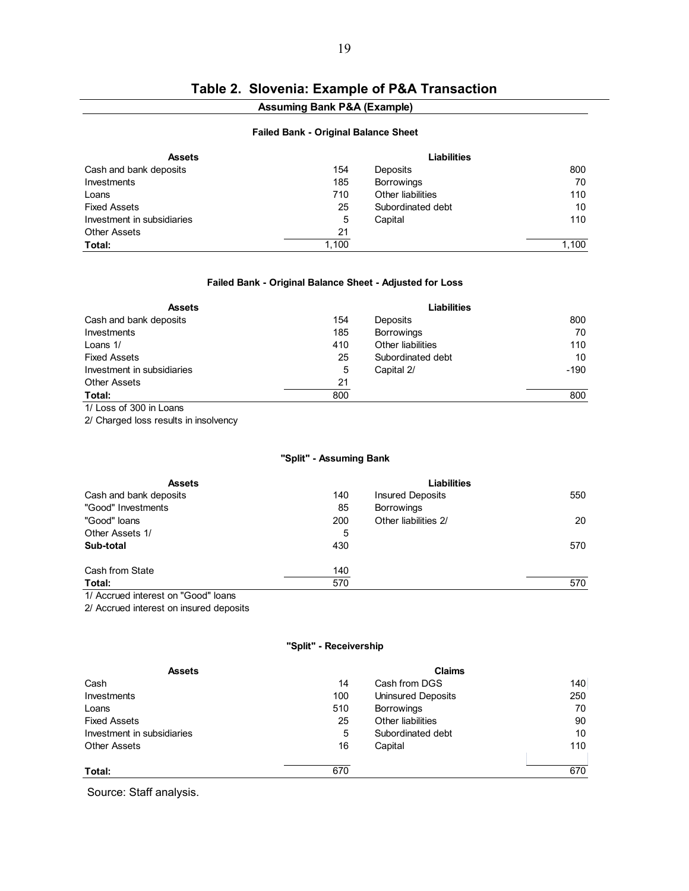## Table 2. Slovenia: Example of P&A Transaction

**Assuming Bank P&A (Example)**

**Failed Bank - Original Balance Sheet**

| Assets | | Liabilities | |
|---|---|---|---|
| Cash and bank deposits | 154 | Deposits | 800 |
| Investments | 185 | Borrowings | 70 |
| Loans | 710 | Other liabilities | 110 |
| Fixed Assets | 25 | Subordinated debt | 10 |
| Investment in subsidiaries | 5 | Capital | 110 |
| Other Assets | 21 | | |
| **Total:** | 1,100 | | 1,100 |

**Failed Bank - Original Balance Sheet - Adjusted for Loss**

| Assets | | Liabilities | |
|---|---|---|---|
| Cash and bank deposits | 154 | Deposits | 800 |
| Investments | 185 | Borrowings | 70 |
| Loans 1/ | 410 | Other liabilities | 110 |
| Fixed Assets | 25 | Subordinated debt | 10 |
| Investment in subsidiaries | 5 | Capital 2/ | -190 |
| Other Assets | 21 | | |
| **Total:** | 800 | | 800 |

1/ Loss of 300 in Loans

2/ Charged loss results in insolvency

**"Split" - Assuming Bank**

| Assets | | Liabilities | |
|---|---|---|---|
| Cash and bank deposits | 140 | Insured Deposits | 550 |
| "Good" Investments | 85 | Borrowings | |
| "Good" loans | 200 | Other liabilities 2/ | 20 |
| Other Assets 1/ | 5 | | |
| **Sub-total** | 430 | | 570 |
| Cash from State | 140 | | |
| **Total:** | 570 | | 570 |

1/ Accrued interest on "Good" loans

2/ Accrued interest on insured deposits

**"Split" - Receivership**

| Assets | | Claims | |
|---|---|---|---|
| Cash | 14 | Cash from DGS | 140 |
| Investments | 100 | Uninsured Deposits | 250 |
| Loans | 510 | Borrowings | 70 |
| Fixed Assets | 25 | Other liabilities | 90 |
| Investment in subsidiaries | 5 | Subordinated debt | 10 |
| Other Assets | 16 | Capital | 110 |
| **Total:** | 670 | | 670 |

Source: Staff analysis.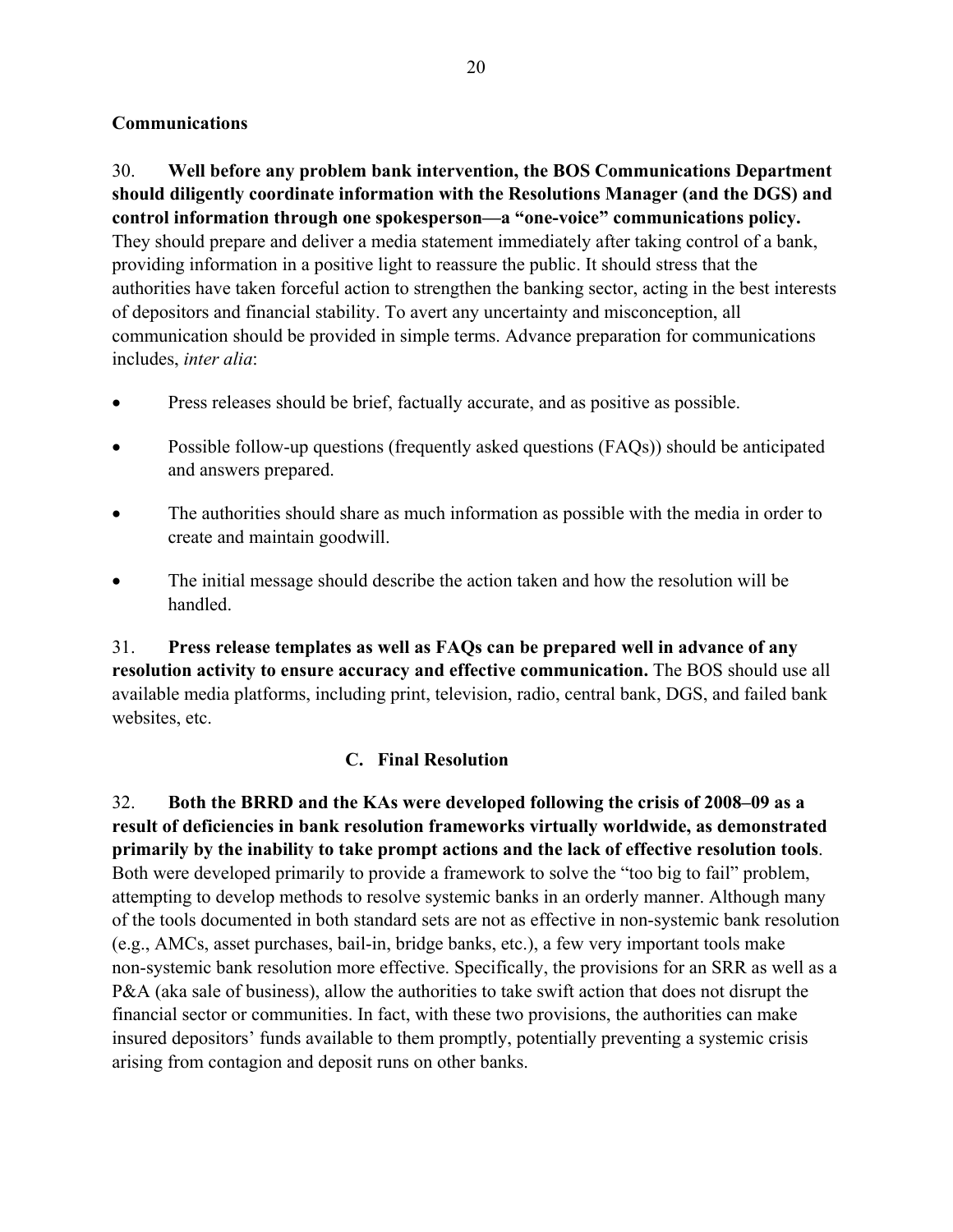**Communications**

30. **Well before any problem bank intervention, the BOS Communications Department should diligently coordinate information with the Resolutions Manager (and the DGS) and control information through one spokesperson—a "one-voice" communications policy.** They should prepare and deliver a media statement immediately after taking control of a bank, providing information in a positive light to reassure the public. It should stress that the authorities have taken forceful action to strengthen the banking sector, acting in the best interests of depositors and financial stability. To avert any uncertainty and misconception, all communication should be provided in simple terms. Advance preparation for communications includes, *inter alia*:

- Press releases should be brief, factually accurate, and as positive as possible.
- Possible follow-up questions (frequently asked questions (FAQs)) should be anticipated and answers prepared.
- The authorities should share as much information as possible with the media in order to create and maintain goodwill.
- The initial message should describe the action taken and how the resolution will be handled.

31. **Press release templates as well as FAQs can be prepared well in advance of any resolution activity to ensure accuracy and effective communication.** The BOS should use all available media platforms, including print, television, radio, central bank, DGS, and failed bank websites, etc.

## C. Final Resolution

32. **Both the BRRD and the KAs were developed following the crisis of 2008–09 as a result of deficiencies in bank resolution frameworks virtually worldwide, as demonstrated primarily by the inability to take prompt actions and the lack of effective resolution tools**. Both were developed primarily to provide a framework to solve the "too big to fail" problem, attempting to develop methods to resolve systemic banks in an orderly manner. Although many of the tools documented in both standard sets are not as effective in non-systemic bank resolution (e.g., AMCs, asset purchases, bail-in, bridge banks, etc.), a few very important tools make non-systemic bank resolution more effective. Specifically, the provisions for an SRR as well as a P&A (aka sale of business), allow the authorities to take swift action that does not disrupt the financial sector or communities. In fact, with these two provisions, the authorities can make insured depositors' funds available to them promptly, potentially preventing a systemic crisis arising from contagion and deposit runs on other banks.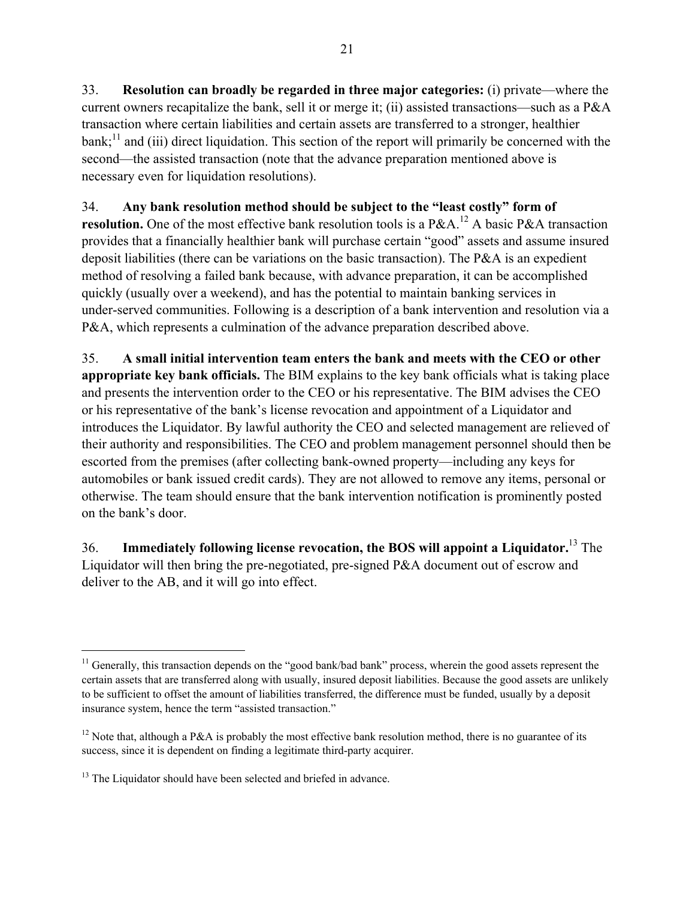33. **Resolution can broadly be regarded in three major categories:** (i) private—where the current owners recapitalize the bank, sell it or merge it; (ii) assisted transactions—such as a P&A transaction where certain liabilities and certain assets are transferred to a stronger, healthier bank;[11] and (iii) direct liquidation. This section of the report will primarily be concerned with the second—the assisted transaction (note that the advance preparation mentioned above is necessary even for liquidation resolutions).

34. **Any bank resolution method should be subject to the "least costly" form of resolution.** One of the most effective bank resolution tools is a P&A.[12] A basic P&A transaction provides that a financially healthier bank will purchase certain "good" assets and assume insured deposit liabilities (there can be variations on the basic transaction). The P&A is an expedient method of resolving a failed bank because, with advance preparation, it can be accomplished quickly (usually over a weekend), and has the potential to maintain banking services in under-served communities. Following is a description of a bank intervention and resolution via a P&A, which represents a culmination of the advance preparation described above.

35. **A small initial intervention team enters the bank and meets with the CEO or other appropriate key bank officials.** The BIM explains to the key bank officials what is taking place and presents the intervention order to the CEO or his representative. The BIM advises the CEO or his representative of the bank's license revocation and appointment of a Liquidator and introduces the Liquidator. By lawful authority the CEO and selected management are relieved of their authority and responsibilities. The CEO and problem management personnel should then be escorted from the premises (after collecting bank-owned property—including any keys for automobiles or bank issued credit cards). They are not allowed to remove any items, personal or otherwise. The team should ensure that the bank intervention notification is prominently posted on the bank's door.

36. **Immediately following license revocation, the BOS will appoint a Liquidator.**[13] The Liquidator will then bring the pre-negotiated, pre-signed P&A document out of escrow and deliver to the AB, and it will go into effect.

---

[11] Generally, this transaction depends on the "good bank/bad bank" process, wherein the good assets represent the certain assets that are transferred along with usually, insured deposit liabilities. Because the good assets are unlikely to be sufficient to offset the amount of liabilities transferred, the difference must be funded, usually by a deposit insurance system, hence the term "assisted transaction."

[12] Note that, although a P&A is probably the most effective bank resolution method, there is no guarantee of its success, since it is dependent on finding a legitimate third-party acquirer.

[13] The Liquidator should have been selected and briefed in advance.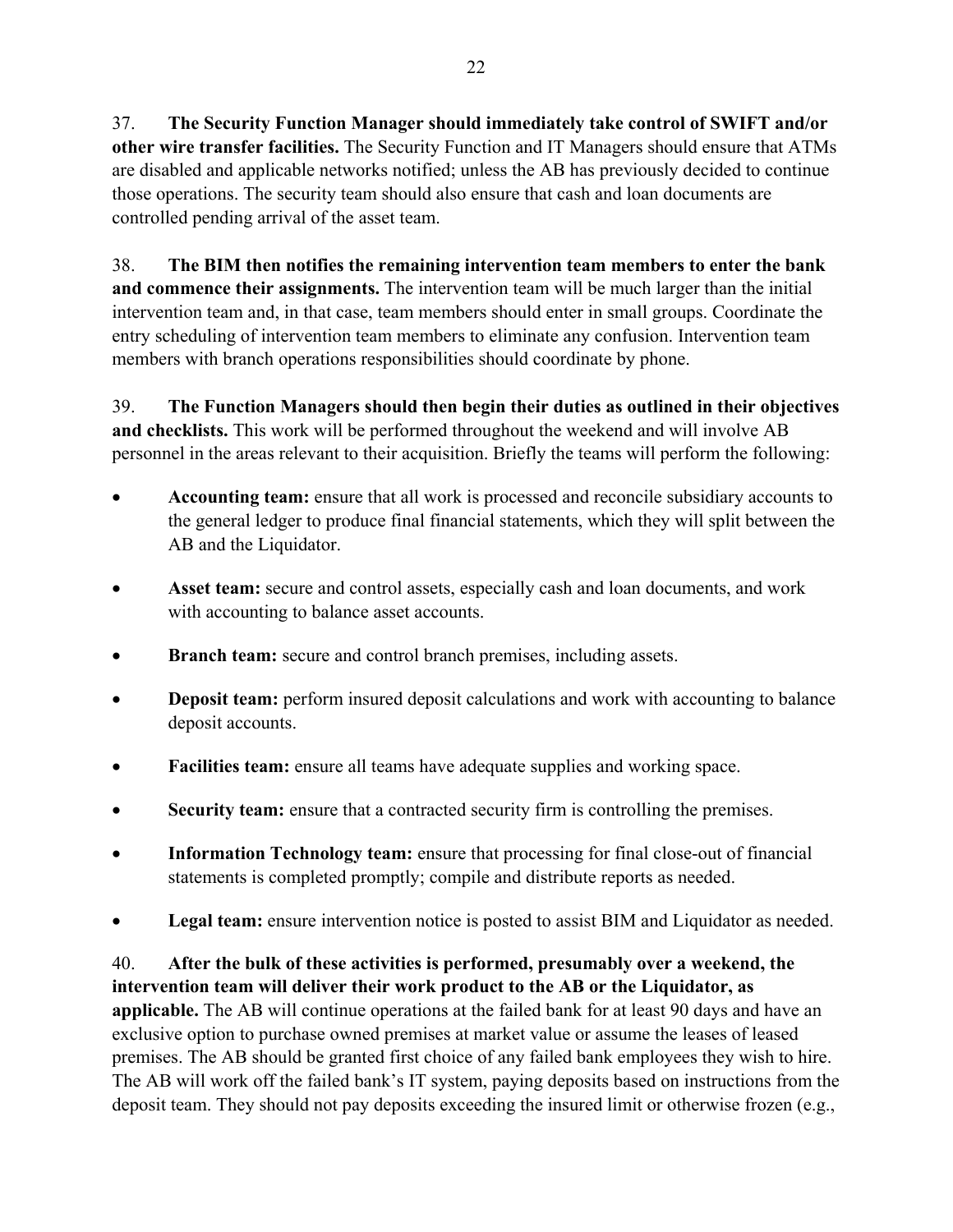37. **The Security Function Manager should immediately take control of SWIFT and/or other wire transfer facilities.** The Security Function and IT Managers should ensure that ATMs are disabled and applicable networks notified; unless the AB has previously decided to continue those operations. The security team should also ensure that cash and loan documents are controlled pending arrival of the asset team.

38. **The BIM then notifies the remaining intervention team members to enter the bank and commence their assignments.** The intervention team will be much larger than the initial intervention team and, in that case, team members should enter in small groups. Coordinate the entry scheduling of intervention team members to eliminate any confusion. Intervention team members with branch operations responsibilities should coordinate by phone.

39. **The Function Managers should then begin their duties as outlined in their objectives and checklists.** This work will be performed throughout the weekend and will involve AB personnel in the areas relevant to their acquisition. Briefly the teams will perform the following:

- **Accounting team:** ensure that all work is processed and reconcile subsidiary accounts to the general ledger to produce final financial statements, which they will split between the AB and the Liquidator.
- **Asset team:** secure and control assets, especially cash and loan documents, and work with accounting to balance asset accounts.
- **Branch team:** secure and control branch premises, including assets.
- **Deposit team:** perform insured deposit calculations and work with accounting to balance deposit accounts.
- **Facilities team:** ensure all teams have adequate supplies and working space.
- **Security team:** ensure that a contracted security firm is controlling the premises.
- **Information Technology team:** ensure that processing for final close-out of financial statements is completed promptly; compile and distribute reports as needed.
- **Legal team:** ensure intervention notice is posted to assist BIM and Liquidator as needed.

40. **After the bulk of these activities is performed, presumably over a weekend, the intervention team will deliver their work product to the AB or the Liquidator, as applicable.** The AB will continue operations at the failed bank for at least 90 days and have an exclusive option to purchase owned premises at market value or assume the leases of leased premises. The AB should be granted first choice of any failed bank employees they wish to hire. The AB will work off the failed bank's IT system, paying deposits based on instructions from the deposit team. They should not pay deposits exceeding the insured limit or otherwise frozen (e.g.,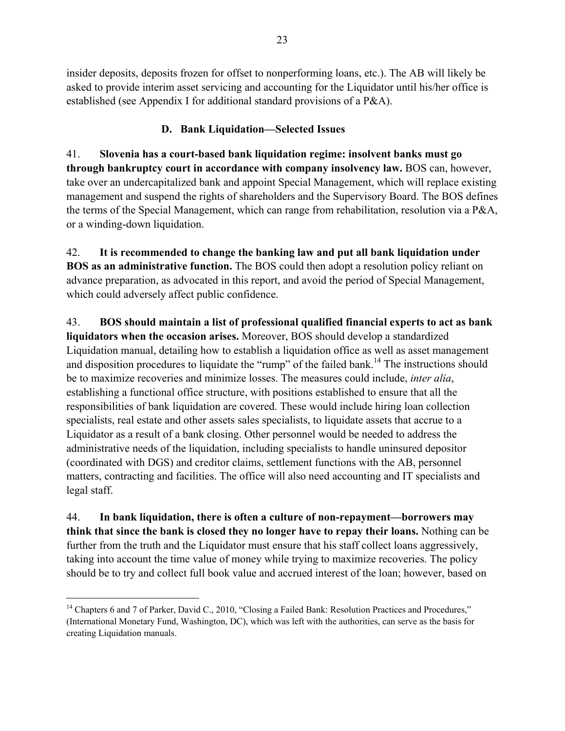insider deposits, deposits frozen for offset to nonperforming loans, etc.). The AB will likely be asked to provide interim asset servicing and accounting for the Liquidator until his/her office is established (see Appendix I for additional standard provisions of a P&A).

### D. Bank Liquidation—Selected Issues

41. **Slovenia has a court-based bank liquidation regime: insolvent banks must go through bankruptcy court in accordance with company insolvency law.** BOS can, however, take over an undercapitalized bank and appoint Special Management, which will replace existing management and suspend the rights of shareholders and the Supervisory Board. The BOS defines the terms of the Special Management, which can range from rehabilitation, resolution via a P&A, or a winding-down liquidation.

42. **It is recommended to change the banking law and put all bank liquidation under BOS as an administrative function.** The BOS could then adopt a resolution policy reliant on advance preparation, as advocated in this report, and avoid the period of Special Management, which could adversely affect public confidence.

43. **BOS should maintain a list of professional qualified financial experts to act as bank liquidators when the occasion arises.** Moreover, BOS should develop a standardized Liquidation manual, detailing how to establish a liquidation office as well as asset management and disposition procedures to liquidate the "rump" of the failed bank.[14] The instructions should be to maximize recoveries and minimize losses. The measures could include, *inter alia*, establishing a functional office structure, with positions established to ensure that all the responsibilities of bank liquidation are covered. These would include hiring loan collection specialists, real estate and other assets sales specialists, to liquidate assets that accrue to a Liquidator as a result of a bank closing. Other personnel would be needed to address the administrative needs of the liquidation, including specialists to handle uninsured depositor (coordinated with DGS) and creditor claims, settlement functions with the AB, personnel matters, contracting and facilities. The office will also need accounting and IT specialists and legal staff.

44. **In bank liquidation, there is often a culture of non-repayment—borrowers may think that since the bank is closed they no longer have to repay their loans.** Nothing can be further from the truth and the Liquidator must ensure that his staff collect loans aggressively, taking into account the time value of money while trying to maximize recoveries. The policy should be to try and collect full book value and accrued interest of the loan; however, based on

[14] Chapters 6 and 7 of Parker, David C., 2010, "Closing a Failed Bank: Resolution Practices and Procedures," (International Monetary Fund, Washington, DC), which was left with the authorities, can serve as the basis for creating Liquidation manuals.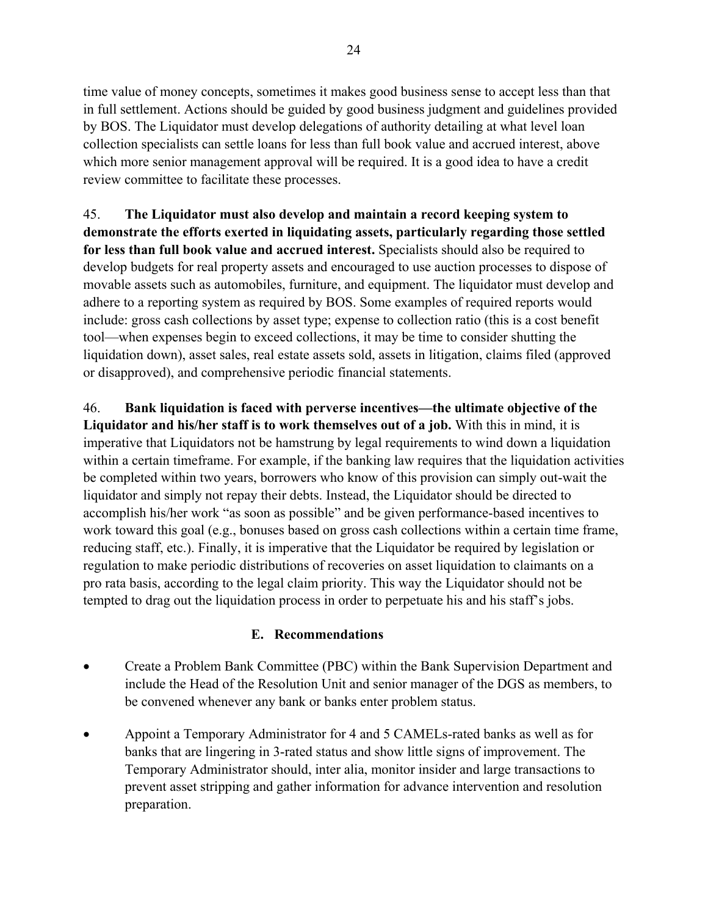time value of money concepts, sometimes it makes good business sense to accept less than that in full settlement. Actions should be guided by good business judgment and guidelines provided by BOS. The Liquidator must develop delegations of authority detailing at what level loan collection specialists can settle loans for less than full book value and accrued interest, above which more senior management approval will be required. It is a good idea to have a credit review committee to facilitate these processes.

45. **The Liquidator must also develop and maintain a record keeping system to demonstrate the efforts exerted in liquidating assets, particularly regarding those settled for less than full book value and accrued interest.** Specialists should also be required to develop budgets for real property assets and encouraged to use auction processes to dispose of movable assets such as automobiles, furniture, and equipment. The liquidator must develop and adhere to a reporting system as required by BOS. Some examples of required reports would include: gross cash collections by asset type; expense to collection ratio (this is a cost benefit tool—when expenses begin to exceed collections, it may be time to consider shutting the liquidation down), asset sales, real estate assets sold, assets in litigation, claims filed (approved or disapproved), and comprehensive periodic financial statements.

46. **Bank liquidation is faced with perverse incentives—the ultimate objective of the Liquidator and his/her staff is to work themselves out of a job.** With this in mind, it is imperative that Liquidators not be hamstrung by legal requirements to wind down a liquidation within a certain timeframe. For example, if the banking law requires that the liquidation activities be completed within two years, borrowers who know of this provision can simply out-wait the liquidator and simply not repay their debts. Instead, the Liquidator should be directed to accomplish his/her work "as soon as possible" and be given performance-based incentives to work toward this goal (e.g., bonuses based on gross cash collections within a certain time frame, reducing staff, etc.). Finally, it is imperative that the Liquidator be required by legislation or regulation to make periodic distributions of recoveries on asset liquidation to claimants on a pro rata basis, according to the legal claim priority. This way the Liquidator should not be tempted to drag out the liquidation process in order to perpetuate his and his staff's jobs.

## E. Recommendations

- Create a Problem Bank Committee (PBC) within the Bank Supervision Department and include the Head of the Resolution Unit and senior manager of the DGS as members, to be convened whenever any bank or banks enter problem status.
- Appoint a Temporary Administrator for 4 and 5 CAMELs-rated banks as well as for banks that are lingering in 3-rated status and show little signs of improvement. The Temporary Administrator should, inter alia, monitor insider and large transactions to prevent asset stripping and gather information for advance intervention and resolution preparation.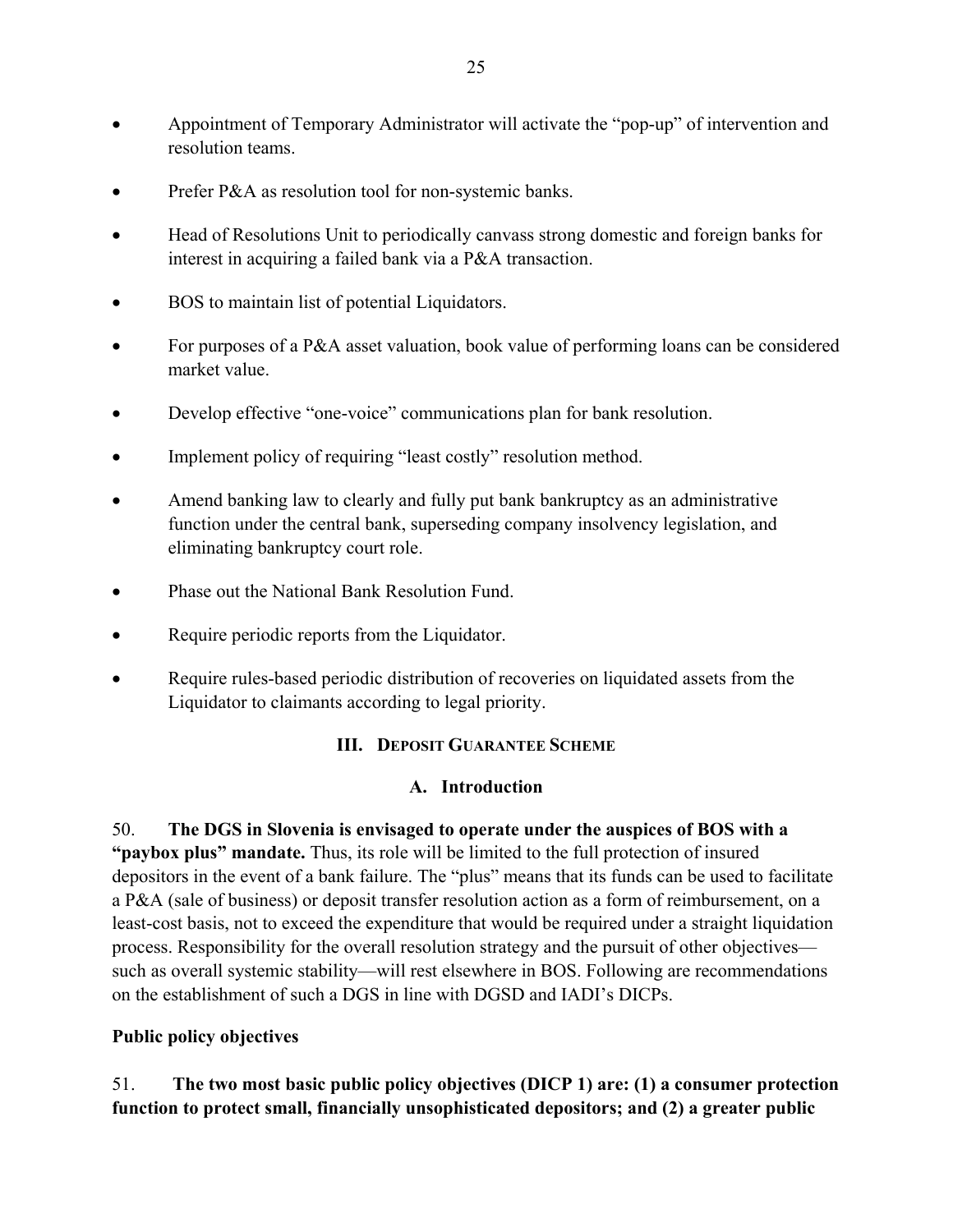- Appointment of Temporary Administrator will activate the "pop-up" of intervention and resolution teams.
- Prefer P&A as resolution tool for non-systemic banks.
- Head of Resolutions Unit to periodically canvass strong domestic and foreign banks for interest in acquiring a failed bank via a P&A transaction.
- BOS to maintain list of potential Liquidators.
- For purposes of a P&A asset valuation, book value of performing loans can be considered market value.
- Develop effective "one-voice" communications plan for bank resolution.
- Implement policy of requiring "least costly" resolution method.
- Amend banking law to clearly and fully put bank bankruptcy as an administrative function under the central bank, superseding company insolvency legislation, and eliminating bankruptcy court role.
- Phase out the National Bank Resolution Fund.
- Require periodic reports from the Liquidator.
- Require rules-based periodic distribution of recoveries on liquidated assets from the Liquidator to claimants according to legal priority.

## III. Deposit Guarantee Scheme

### A. Introduction

50. **The DGS in Slovenia is envisaged to operate under the auspices of BOS with a "paybox plus" mandate.** Thus, its role will be limited to the full protection of insured depositors in the event of a bank failure. The "plus" means that its funds can be used to facilitate a P&A (sale of business) or deposit transfer resolution action as a form of reimbursement, on a least-cost basis, not to exceed the expenditure that would be required under a straight liquidation process. Responsibility for the overall resolution strategy and the pursuit of other objectives—such as overall systemic stability—will rest elsewhere in BOS. Following are recommendations on the establishment of such a DGS in line with DGSD and IADI's DICPs.

**Public policy objectives**

51. **The two most basic public policy objectives (DICP 1) are: (1) a consumer protection function to protect small, financially unsophisticated depositors; and (2) a greater public**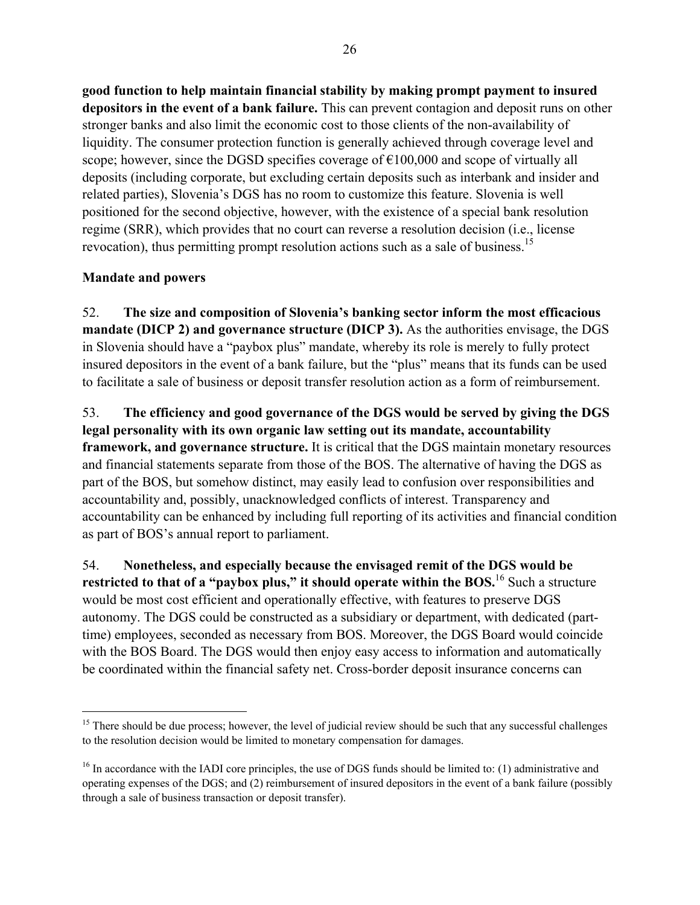**good function to help maintain financial stability by making prompt payment to insured depositors in the event of a bank failure.** This can prevent contagion and deposit runs on other stronger banks and also limit the economic cost to those clients of the non-availability of liquidity. The consumer protection function is generally achieved through coverage level and scope; however, since the DGSD specifies coverage of €100,000 and scope of virtually all deposits (including corporate, but excluding certain deposits such as interbank and insider and related parties), Slovenia's DGS has no room to customize this feature. Slovenia is well positioned for the second objective, however, with the existence of a special bank resolution regime (SRR), which provides that no court can reverse a resolution decision (i.e., license revocation), thus permitting prompt resolution actions such as a sale of business.[15]

### Mandate and powers

52. **The size and composition of Slovenia's banking sector inform the most efficacious mandate (DICP 2) and governance structure (DICP 3).** As the authorities envisage, the DGS in Slovenia should have a "paybox plus" mandate, whereby its role is merely to fully protect insured depositors in the event of a bank failure, but the "plus" means that its funds can be used to facilitate a sale of business or deposit transfer resolution action as a form of reimbursement.

53. **The efficiency and good governance of the DGS would be served by giving the DGS legal personality with its own organic law setting out its mandate, accountability framework, and governance structure.** It is critical that the DGS maintain monetary resources and financial statements separate from those of the BOS. The alternative of having the DGS as part of the BOS, but somehow distinct, may easily lead to confusion over responsibilities and accountability and, possibly, unacknowledged conflicts of interest. Transparency and accountability can be enhanced by including full reporting of its activities and financial condition as part of BOS's annual report to parliament.

54. **Nonetheless, and especially because the envisaged remit of the DGS would be restricted to that of a "paybox plus," it should operate within the BOS.**[16] Such a structure would be most cost efficient and operationally effective, with features to preserve DGS autonomy. The DGS could be constructed as a subsidiary or department, with dedicated (part-time) employees, seconded as necessary from BOS. Moreover, the DGS Board would coincide with the BOS Board. The DGS would then enjoy easy access to information and automatically be coordinated within the financial safety net. Cross-border deposit insurance concerns can

---

[15] There should be due process; however, the level of judicial review should be such that any successful challenges to the resolution decision would be limited to monetary compensation for damages.

[16] In accordance with the IADI core principles, the use of DGS funds should be limited to: (1) administrative and operating expenses of the DGS; and (2) reimbursement of insured depositors in the event of a bank failure (possibly through a sale of business transaction or deposit transfer).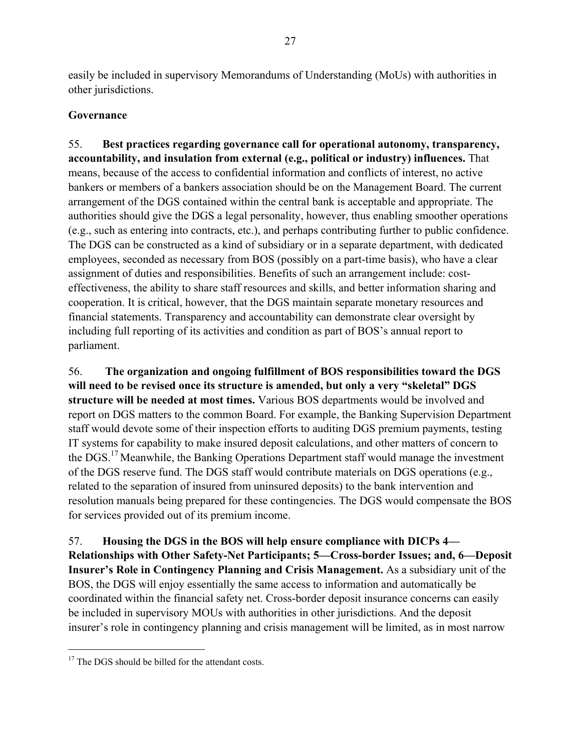easily be included in supervisory Memorandums of Understanding (MoUs) with authorities in other jurisdictions.

**Governance**

55. **Best practices regarding governance call for operational autonomy, transparency, accountability, and insulation from external (e.g., political or industry) influences.** That means, because of the access to confidential information and conflicts of interest, no active bankers or members of a bankers association should be on the Management Board. The current arrangement of the DGS contained within the central bank is acceptable and appropriate. The authorities should give the DGS a legal personality, however, thus enabling smoother operations (e.g., such as entering into contracts, etc.), and perhaps contributing further to public confidence. The DGS can be constructed as a kind of subsidiary or in a separate department, with dedicated employees, seconded as necessary from BOS (possibly on a part-time basis), who have a clear assignment of duties and responsibilities. Benefits of such an arrangement include: cost-effectiveness, the ability to share staff resources and skills, and better information sharing and cooperation. It is critical, however, that the DGS maintain separate monetary resources and financial statements. Transparency and accountability can demonstrate clear oversight by including full reporting of its activities and condition as part of BOS's annual report to parliament.

56. **The organization and ongoing fulfillment of BOS responsibilities toward the DGS will need to be revised once its structure is amended, but only a very "skeletal" DGS structure will be needed at most times.** Various BOS departments would be involved and report on DGS matters to the common Board. For example, the Banking Supervision Department staff would devote some of their inspection efforts to auditing DGS premium payments, testing IT systems for capability to make insured deposit calculations, and other matters of concern to the DGS.[17] Meanwhile, the Banking Operations Department staff would manage the investment of the DGS reserve fund. The DGS staff would contribute materials on DGS operations (e.g., related to the separation of insured from uninsured deposits) to the bank intervention and resolution manuals being prepared for these contingencies. The DGS would compensate the BOS for services provided out of its premium income.

57. **Housing the DGS in the BOS will help ensure compliance with DICPs 4—Relationships with Other Safety-Net Participants; 5—Cross-border Issues; and, 6—Deposit Insurer's Role in Contingency Planning and Crisis Management.** As a subsidiary unit of the BOS, the DGS will enjoy essentially the same access to information and automatically be coordinated within the financial safety net. Cross-border deposit insurance concerns can easily be included in supervisory MOUs with authorities in other jurisdictions. And the deposit insurer's role in contingency planning and crisis management will be limited, as in most narrow

[17] The DGS should be billed for the attendant costs.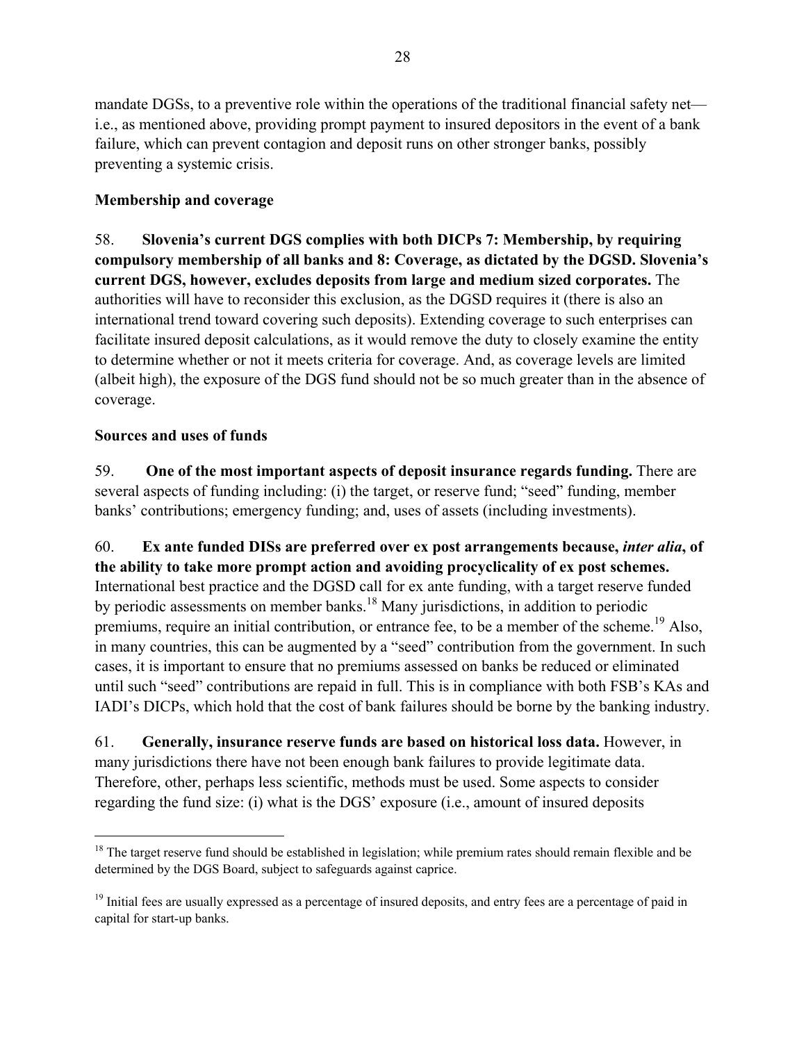mandate DGSs, to a preventive role within the operations of the traditional financial safety net—i.e., as mentioned above, providing prompt payment to insured depositors in the event of a bank failure, which can prevent contagion and deposit runs on other stronger banks, possibly preventing a systemic crisis.

**Membership and coverage**

58. **Slovenia's current DGS complies with both DICPs 7: Membership, by requiring compulsory membership of all banks and 8: Coverage, as dictated by the DGSD. Slovenia's current DGS, however, excludes deposits from large and medium sized corporates.** The authorities will have to reconsider this exclusion, as the DGSD requires it (there is also an international trend toward covering such deposits). Extending coverage to such enterprises can facilitate insured deposit calculations, as it would remove the duty to closely examine the entity to determine whether or not it meets criteria for coverage. And, as coverage levels are limited (albeit high), the exposure of the DGS fund should not be so much greater than in the absence of coverage.

**Sources and uses of funds**

59. **One of the most important aspects of deposit insurance regards funding.** There are several aspects of funding including: (i) the target, or reserve fund; "seed" funding, member banks' contributions; emergency funding; and, uses of assets (including investments).

60. **Ex ante funded DISs are preferred over ex post arrangements because, *inter alia*, of the ability to take more prompt action and avoiding procyclicality of ex post schemes.** International best practice and the DGSD call for ex ante funding, with a target reserve funded by periodic assessments on member banks.[18] Many jurisdictions, in addition to periodic premiums, require an initial contribution, or entrance fee, to be a member of the scheme.[19] Also, in many countries, this can be augmented by a "seed" contribution from the government. In such cases, it is important to ensure that no premiums assessed on banks be reduced or eliminated until such "seed" contributions are repaid in full. This is in compliance with both FSB's KAs and IADI's DICPs, which hold that the cost of bank failures should be borne by the banking industry.

61. **Generally, insurance reserve funds are based on historical loss data.** However, in many jurisdictions there have not been enough bank failures to provide legitimate data. Therefore, other, perhaps less scientific, methods must be used. Some aspects to consider regarding the fund size: (i) what is the DGS' exposure (i.e., amount of insured deposits

[18] The target reserve fund should be established in legislation; while premium rates should remain flexible and be determined by the DGS Board, subject to safeguards against caprice.

[19] Initial fees are usually expressed as a percentage of insured deposits, and entry fees are a percentage of paid in capital for start-up banks.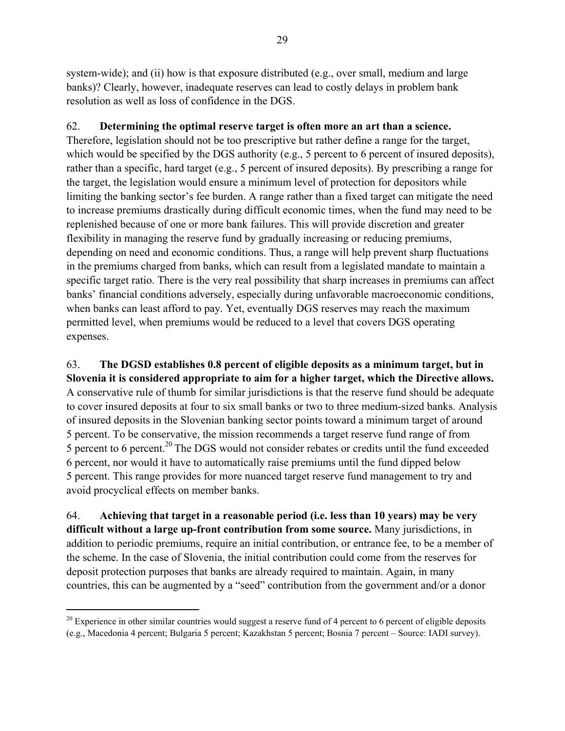system-wide); and (ii) how is that exposure distributed (e.g., over small, medium and large banks)? Clearly, however, inadequate reserves can lead to costly delays in problem bank resolution as well as loss of confidence in the DGS.

62. **Determining the optimal reserve target is often more an art than a science.** Therefore, legislation should not be too prescriptive but rather define a range for the target, which would be specified by the DGS authority (e.g., 5 percent to 6 percent of insured deposits), rather than a specific, hard target (e.g., 5 percent of insured deposits). By prescribing a range for the target, the legislation would ensure a minimum level of protection for depositors while limiting the banking sector's fee burden. A range rather than a fixed target can mitigate the need to increase premiums drastically during difficult economic times, when the fund may need to be replenished because of one or more bank failures. This will provide discretion and greater flexibility in managing the reserve fund by gradually increasing or reducing premiums, depending on need and economic conditions. Thus, a range will help prevent sharp fluctuations in the premiums charged from banks, which can result from a legislated mandate to maintain a specific target ratio. There is the very real possibility that sharp increases in premiums can affect banks' financial conditions adversely, especially during unfavorable macroeconomic conditions, when banks can least afford to pay. Yet, eventually DGS reserves may reach the maximum permitted level, when premiums would be reduced to a level that covers DGS operating expenses.

63. **The DGSD establishes 0.8 percent of eligible deposits as a minimum target, but in Slovenia it is considered appropriate to aim for a higher target, which the Directive allows.** A conservative rule of thumb for similar jurisdictions is that the reserve fund should be adequate to cover insured deposits at four to six small banks or two to three medium-sized banks. Analysis of insured deposits in the Slovenian banking sector points toward a minimum target of around 5 percent. To be conservative, the mission recommends a target reserve fund range of from 5 percent to 6 percent.[20] The DGS would not consider rebates or credits until the fund exceeded 6 percent, nor would it have to automatically raise premiums until the fund dipped below 5 percent. This range provides for more nuanced target reserve fund management to try and avoid procyclical effects on member banks.

64. **Achieving that target in a reasonable period (i.e. less than 10 years) may be very difficult without a large up-front contribution from some source.** Many jurisdictions, in addition to periodic premiums, require an initial contribution, or entrance fee, to be a member of the scheme. In the case of Slovenia, the initial contribution could come from the reserves for deposit protection purposes that banks are already required to maintain. Again, in many countries, this can be augmented by a "seed" contribution from the government and/or a donor

---

[20] Experience in other similar countries would suggest a reserve fund of 4 percent to 6 percent of eligible deposits (e.g., Macedonia 4 percent; Bulgaria 5 percent; Kazakhstan 5 percent; Bosnia 7 percent – Source: IADI survey).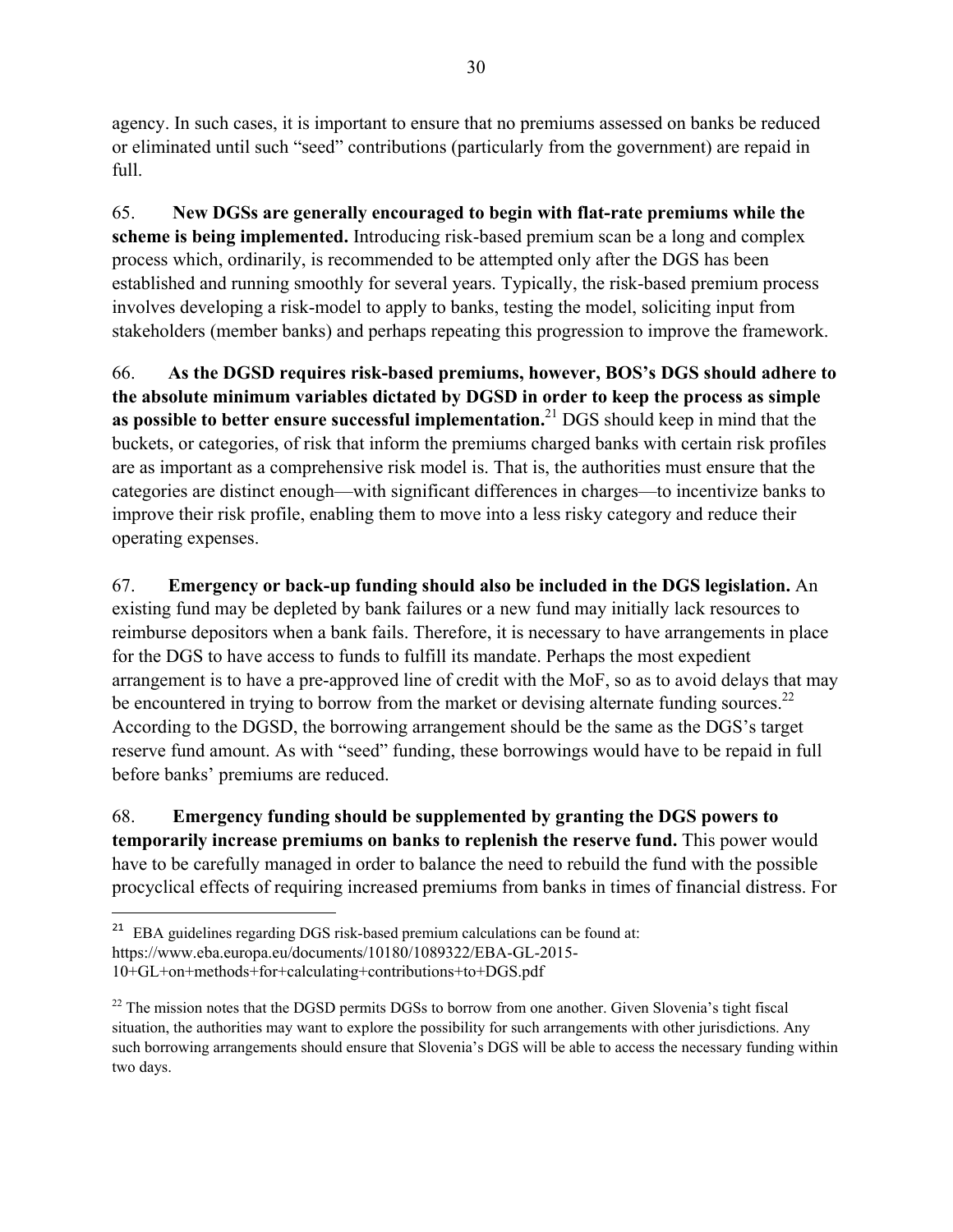agency. In such cases, it is important to ensure that no premiums assessed on banks be reduced or eliminated until such "seed" contributions (particularly from the government) are repaid in full.

65. **New DGSs are generally encouraged to begin with flat-rate premiums while the scheme is being implemented.** Introducing risk-based premium scan be a long and complex process which, ordinarily, is recommended to be attempted only after the DGS has been established and running smoothly for several years. Typically, the risk-based premium process involves developing a risk-model to apply to banks, testing the model, soliciting input from stakeholders (member banks) and perhaps repeating this progression to improve the framework.

66. **As the DGSD requires risk-based premiums, however, BOS's DGS should adhere to the absolute minimum variables dictated by DGSD in order to keep the process as simple as possible to better ensure successful implementation.**[21] DGS should keep in mind that the buckets, or categories, of risk that inform the premiums charged banks with certain risk profiles are as important as a comprehensive risk model is. That is, the authorities must ensure that the categories are distinct enough—with significant differences in charges—to incentivize banks to improve their risk profile, enabling them to move into a less risky category and reduce their operating expenses.

67. **Emergency or back-up funding should also be included in the DGS legislation.** An existing fund may be depleted by bank failures or a new fund may initially lack resources to reimburse depositors when a bank fails. Therefore, it is necessary to have arrangements in place for the DGS to have access to funds to fulfill its mandate. Perhaps the most expedient arrangement is to have a pre-approved line of credit with the MoF, so as to avoid delays that may be encountered in trying to borrow from the market or devising alternate funding sources.[22] According to the DGSD, the borrowing arrangement should be the same as the DGS's target reserve fund amount. As with "seed" funding, these borrowings would have to be repaid in full before banks' premiums are reduced.

68. **Emergency funding should be supplemented by granting the DGS powers to temporarily increase premiums on banks to replenish the reserve fund.** This power would have to be carefully managed in order to balance the need to rebuild the fund with the possible procyclical effects of requiring increased premiums from banks in times of financial distress. For

---

[21] EBA guidelines regarding DGS risk-based premium calculations can be found at: https://www.eba.europa.eu/documents/10180/1089322/EBA-GL-2015-10+GL+on+methods+for+calculating+contributions+to+DGS.pdf

[22] The mission notes that the DGSD permits DGSs to borrow from one another. Given Slovenia's tight fiscal situation, the authorities may want to explore the possibility for such arrangements with other jurisdictions. Any such borrowing arrangements should ensure that Slovenia's DGS will be able to access the necessary funding within two days.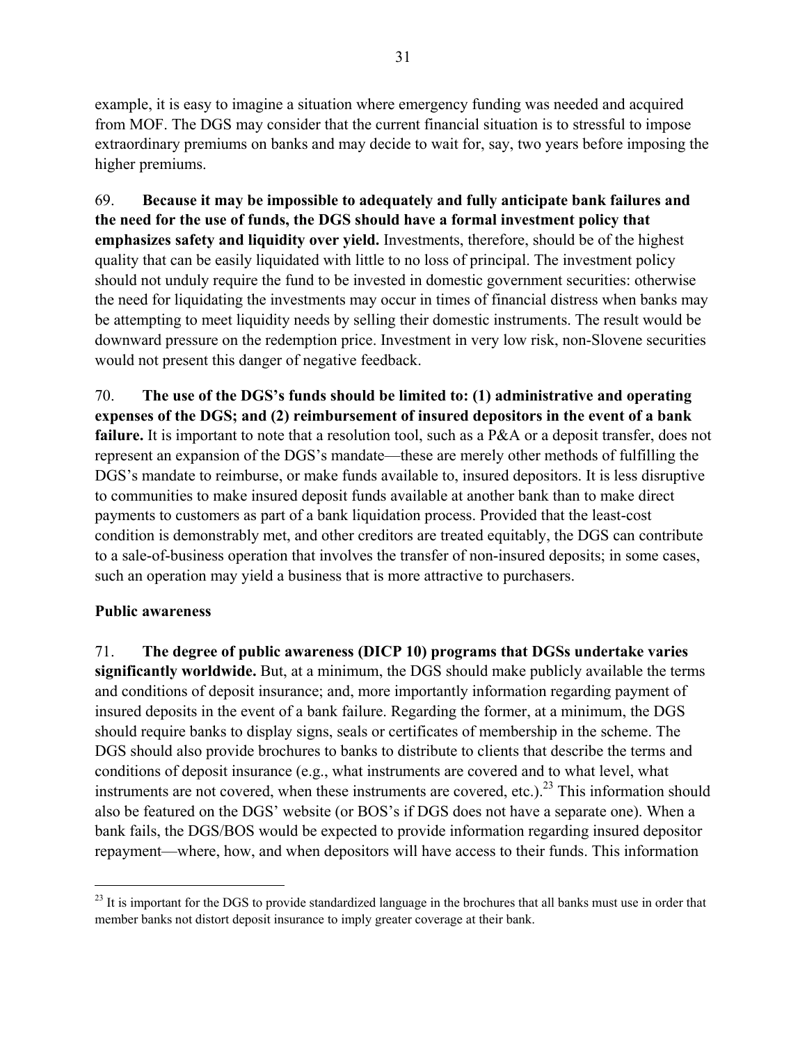example, it is easy to imagine a situation where emergency funding was needed and acquired from MOF. The DGS may consider that the current financial situation is to stressful to impose extraordinary premiums on banks and may decide to wait for, say, two years before imposing the higher premiums.

69. **Because it may be impossible to adequately and fully anticipate bank failures and the need for the use of funds, the DGS should have a formal investment policy that emphasizes safety and liquidity over yield.** Investments, therefore, should be of the highest quality that can be easily liquidated with little to no loss of principal. The investment policy should not unduly require the fund to be invested in domestic government securities: otherwise the need for liquidating the investments may occur in times of financial distress when banks may be attempting to meet liquidity needs by selling their domestic instruments. The result would be downward pressure on the redemption price. Investment in very low risk, non-Slovene securities would not present this danger of negative feedback.

70. **The use of the DGS's funds should be limited to: (1) administrative and operating expenses of the DGS; and (2) reimbursement of insured depositors in the event of a bank failure.** It is important to note that a resolution tool, such as a P&A or a deposit transfer, does not represent an expansion of the DGS's mandate—these are merely other methods of fulfilling the DGS's mandate to reimburse, or make funds available to, insured depositors. It is less disruptive to communities to make insured deposit funds available at another bank than to make direct payments to customers as part of a bank liquidation process. Provided that the least-cost condition is demonstrably met, and other creditors are treated equitably, the DGS can contribute to a sale-of-business operation that involves the transfer of non-insured deposits; in some cases, such an operation may yield a business that is more attractive to purchasers.

**Public awareness**

71. **The degree of public awareness (DICP 10) programs that DGSs undertake varies significantly worldwide.** But, at a minimum, the DGS should make publicly available the terms and conditions of deposit insurance; and, more importantly information regarding payment of insured deposits in the event of a bank failure. Regarding the former, at a minimum, the DGS should require banks to display signs, seals or certificates of membership in the scheme. The DGS should also provide brochures to banks to distribute to clients that describe the terms and conditions of deposit insurance (e.g., what instruments are covered and to what level, what instruments are not covered, when these instruments are covered, etc.).[23] This information should also be featured on the DGS' website (or BOS's if DGS does not have a separate one). When a bank fails, the DGS/BOS would be expected to provide information regarding insured depositor repayment—where, how, and when depositors will have access to their funds. This information

[23] It is important for the DGS to provide standardized language in the brochures that all banks must use in order that member banks not distort deposit insurance to imply greater coverage at their bank.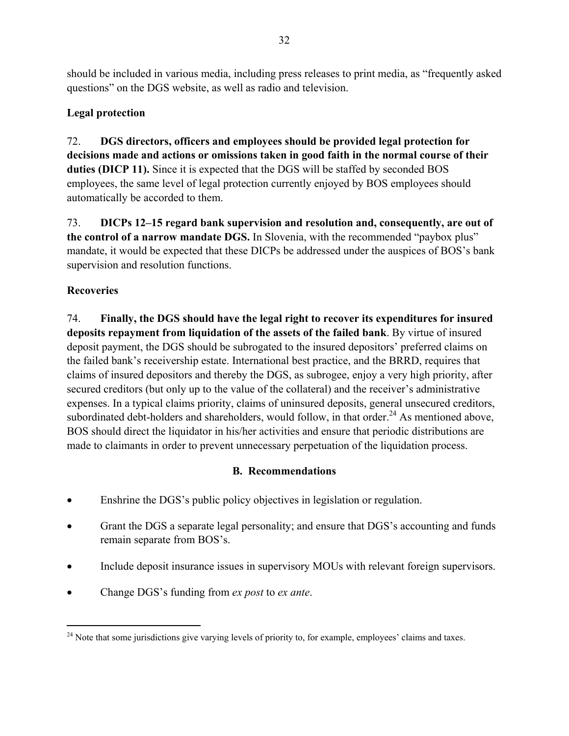should be included in various media, including press releases to print media, as "frequently asked questions" on the DGS website, as well as radio and television.

### Legal protection

72. **DGS directors, officers and employees should be provided legal protection for decisions made and actions or omissions taken in good faith in the normal course of their duties (DICP 11).** Since it is expected that the DGS will be staffed by seconded BOS employees, the same level of legal protection currently enjoyed by BOS employees should automatically be accorded to them.

73. **DICPs 12–15 regard bank supervision and resolution and, consequently, are out of the control of a narrow mandate DGS.** In Slovenia, with the recommended "paybox plus" mandate, it would be expected that these DICPs be addressed under the auspices of BOS's bank supervision and resolution functions.

### Recoveries

74. **Finally, the DGS should have the legal right to recover its expenditures for insured deposits repayment from liquidation of the assets of the failed bank**. By virtue of insured deposit payment, the DGS should be subrogated to the insured depositors' preferred claims on the failed bank's receivership estate. International best practice, and the BRRD, requires that claims of insured depositors and thereby the DGS, as subrogee, enjoy a very high priority, after secured creditors (but only up to the value of the collateral) and the receiver's administrative expenses. In a typical claims priority, claims of uninsured deposits, general unsecured creditors, subordinated debt-holders and shareholders, would follow, in that order.[24] As mentioned above, BOS should direct the liquidator in his/her activities and ensure that periodic distributions are made to claimants in order to prevent unnecessary perpetuation of the liquidation process.

## B. Recommendations

- Enshrine the DGS's public policy objectives in legislation or regulation.
- Grant the DGS a separate legal personality; and ensure that DGS's accounting and funds remain separate from BOS's.
- Include deposit insurance issues in supervisory MOUs with relevant foreign supervisors.
- Change DGS's funding from *ex post* to *ex ante*.

---

[24] Note that some jurisdictions give varying levels of priority to, for example, employees' claims and taxes.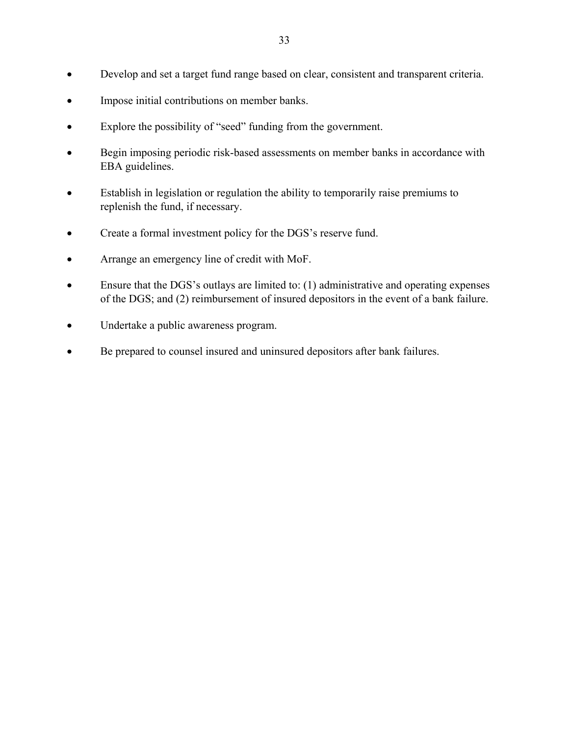- Develop and set a target fund range based on clear, consistent and transparent criteria.
- Impose initial contributions on member banks.
- Explore the possibility of "seed" funding from the government.
- Begin imposing periodic risk-based assessments on member banks in accordance with EBA guidelines.
- Establish in legislation or regulation the ability to temporarily raise premiums to replenish the fund, if necessary.
- Create a formal investment policy for the DGS's reserve fund.
- Arrange an emergency line of credit with MoF.
- Ensure that the DGS's outlays are limited to: (1) administrative and operating expenses of the DGS; and (2) reimbursement of insured depositors in the event of a bank failure.
- Undertake a public awareness program.
- Be prepared to counsel insured and uninsured depositors after bank failures.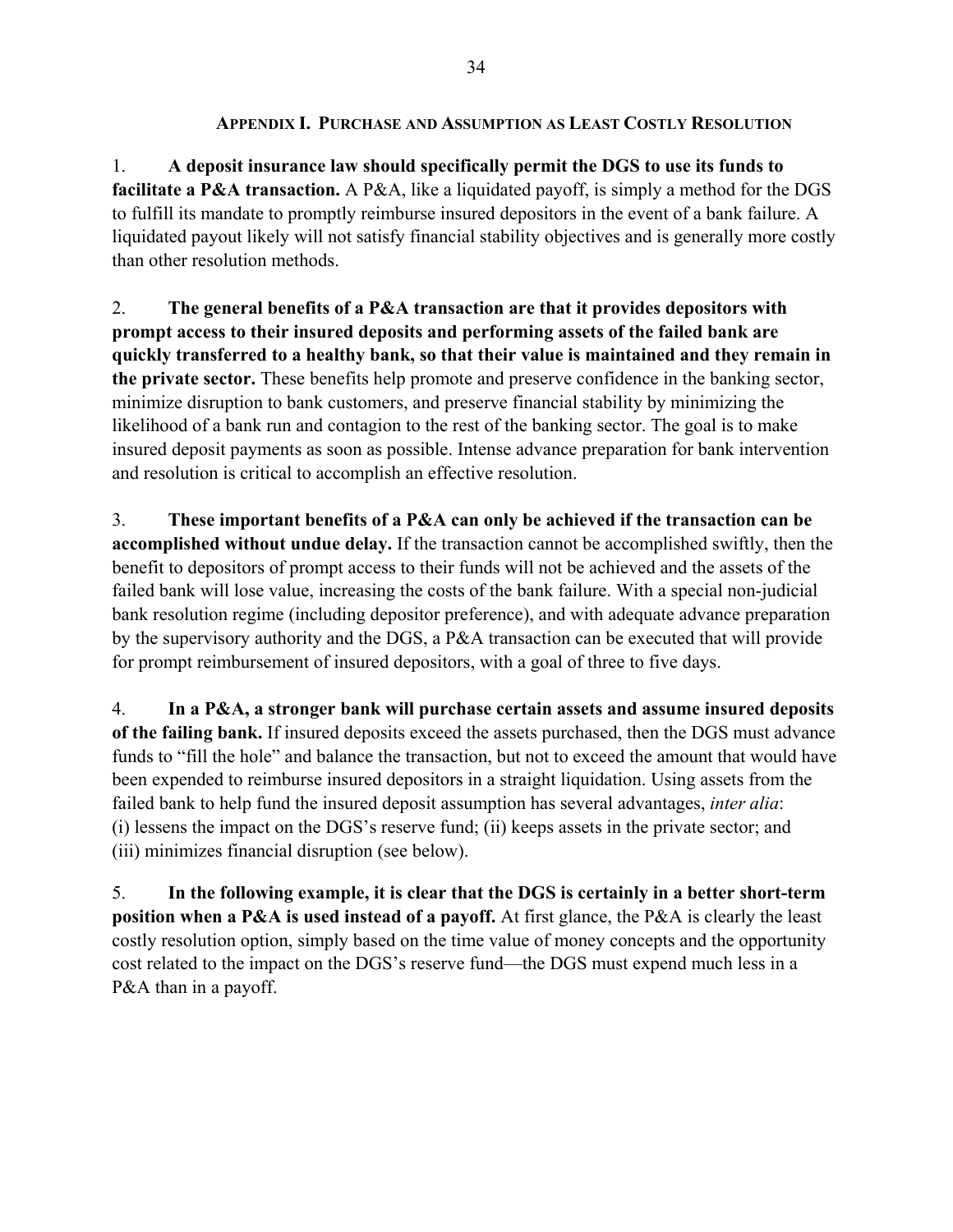## Appendix I. Purchase and Assumption as Least Costly Resolution

1. **A deposit insurance law should specifically permit the DGS to use its funds to facilitate a P&A transaction.** A P&A, like a liquidated payoff, is simply a method for the DGS to fulfill its mandate to promptly reimburse insured depositors in the event of a bank failure. A liquidated payout likely will not satisfy financial stability objectives and is generally more costly than other resolution methods.

2. **The general benefits of a P&A transaction are that it provides depositors with prompt access to their insured deposits and performing assets of the failed bank are quickly transferred to a healthy bank, so that their value is maintained and they remain in the private sector.** These benefits help promote and preserve confidence in the banking sector, minimize disruption to bank customers, and preserve financial stability by minimizing the likelihood of a bank run and contagion to the rest of the banking sector. The goal is to make insured deposit payments as soon as possible. Intense advance preparation for bank intervention and resolution is critical to accomplish an effective resolution.

3. **These important benefits of a P&A can only be achieved if the transaction can be accomplished without undue delay.** If the transaction cannot be accomplished swiftly, then the benefit to depositors of prompt access to their funds will not be achieved and the assets of the failed bank will lose value, increasing the costs of the bank failure. With a special non-judicial bank resolution regime (including depositor preference), and with adequate advance preparation by the supervisory authority and the DGS, a P&A transaction can be executed that will provide for prompt reimbursement of insured depositors, with a goal of three to five days.

4. **In a P&A, a stronger bank will purchase certain assets and assume insured deposits of the failing bank.** If insured deposits exceed the assets purchased, then the DGS must advance funds to "fill the hole" and balance the transaction, but not to exceed the amount that would have been expended to reimburse insured depositors in a straight liquidation. Using assets from the failed bank to help fund the insured deposit assumption has several advantages, *inter alia*: (i) lessens the impact on the DGS's reserve fund; (ii) keeps assets in the private sector; and (iii) minimizes financial disruption (see below).

5. **In the following example, it is clear that the DGS is certainly in a better short-term position when a P&A is used instead of a payoff.** At first glance, the P&A is clearly the least costly resolution option, simply based on the time value of money concepts and the opportunity cost related to the impact on the DGS's reserve fund—the DGS must expend much less in a P&A than in a payoff.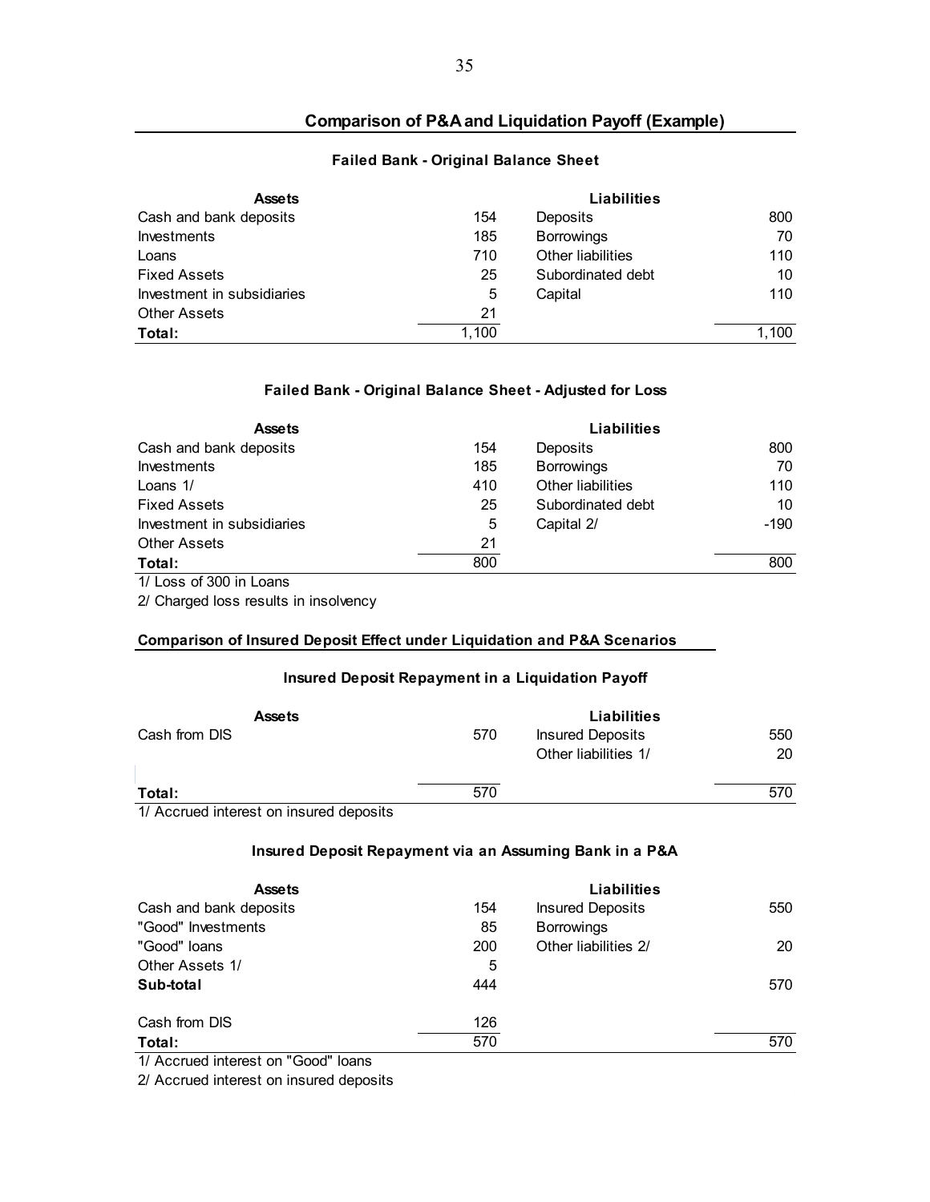## Comparison of P&A and Liquidation Payoff (Example)

### Failed Bank - Original Balance Sheet

| Assets | | Liabilities | |
|---|---|---|---|
| Cash and bank deposits | 154 | Deposits | 800 |
| Investments | 185 | Borrowings | 70 |
| Loans | 710 | Other liabilities | 110 |
| Fixed Assets | 25 | Subordinated debt | 10 |
| Investment in subsidiaries | 5 | Capital | 110 |
| Other Assets | 21 | | |
| **Total:** | 1,100 | | 1,100 |

### Failed Bank - Original Balance Sheet - Adjusted for Loss

| Assets | | Liabilities | |
|---|---|---|---|
| Cash and bank deposits | 154 | Deposits | 800 |
| Investments | 185 | Borrowings | 70 |
| Loans 1/ | 410 | Other liabilities | 110 |
| Fixed Assets | 25 | Subordinated debt | 10 |
| Investment in subsidiaries | 5 | Capital 2/ | -190 |
| Other Assets | 21 | | |
| **Total:** | 800 | | 800 |

1/ Loss of 300 in Loans

2/ Charged loss results in insolvency

### Comparison of Insured Deposit Effect under Liquidation and P&A Scenarios

#### Insured Deposit Repayment in a Liquidation Payoff

| Assets | | Liabilities | |
|---|---|---|---|
| Cash from DIS | 570 | Insured Deposits | 550 |
| | | Other liabilities 1/ | 20 |
| **Total:** | 570 | | 570 |

1/ Accrued interest on insured deposits

#### Insured Deposit Repayment via an Assuming Bank in a P&A

| Assets | | Liabilities | |
|---|---|---|---|
| Cash and bank deposits | 154 | Insured Deposits | 550 |
| "Good" Investments | 85 | Borrowings | |
| "Good" loans | 200 | Other liabilities 2/ | 20 |
| Other Assets 1/ | 5 | | |
| **Sub-total** | 444 | | 570 |
| Cash from DIS | 126 | | |
| **Total:** | 570 | | 570 |

1/ Accrued interest on "Good" loans

2/ Accrued interest on insured deposits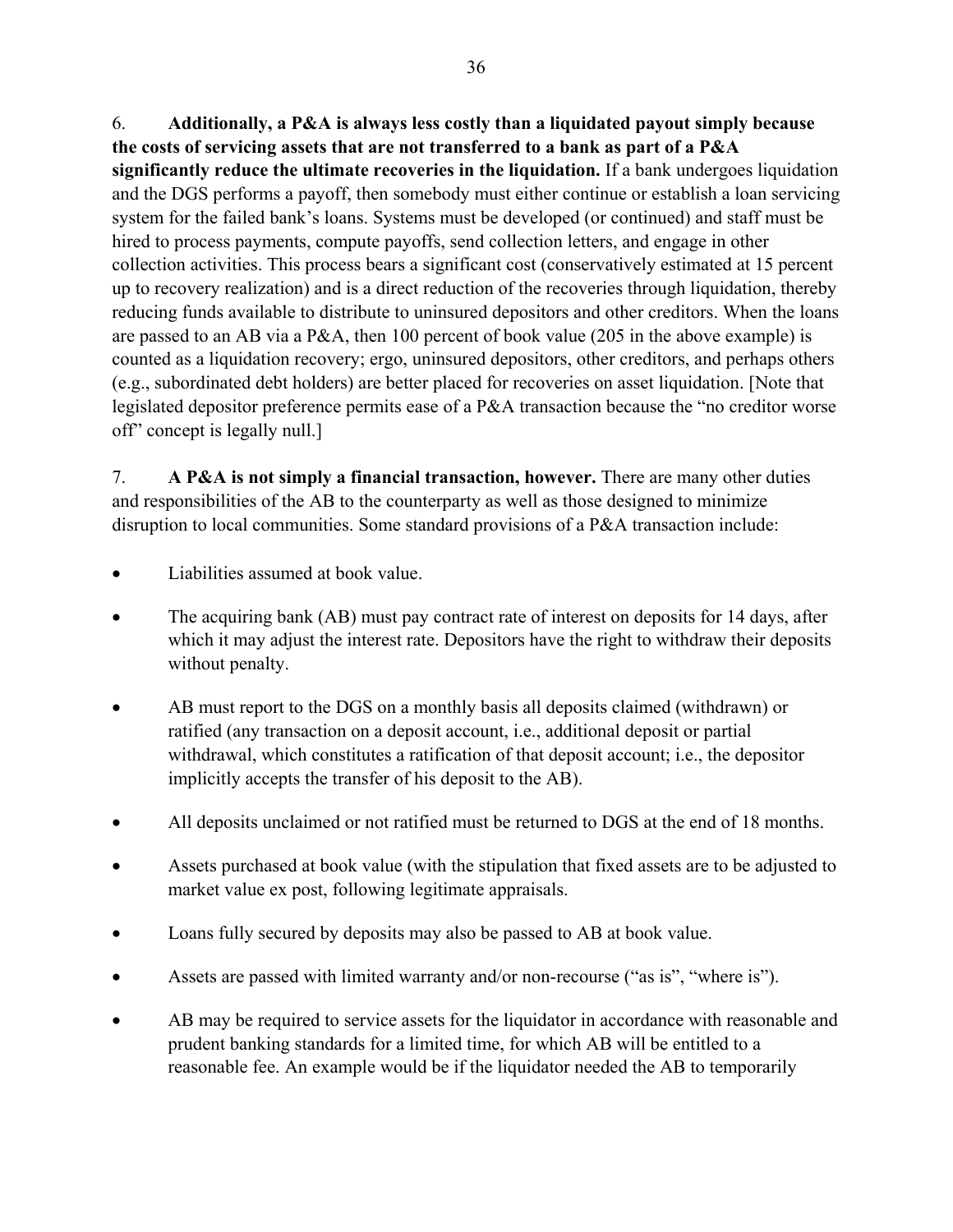6. **Additionally, a P&A is always less costly than a liquidated payout simply because the costs of servicing assets that are not transferred to a bank as part of a P&A significantly reduce the ultimate recoveries in the liquidation.** If a bank undergoes liquidation and the DGS performs a payoff, then somebody must either continue or establish a loan servicing system for the failed bank's loans. Systems must be developed (or continued) and staff must be hired to process payments, compute payoffs, send collection letters, and engage in other collection activities. This process bears a significant cost (conservatively estimated at 15 percent up to recovery realization) and is a direct reduction of the recoveries through liquidation, thereby reducing funds available to distribute to uninsured depositors and other creditors. When the loans are passed to an AB via a P&A, then 100 percent of book value (205 in the above example) is counted as a liquidation recovery; ergo, uninsured depositors, other creditors, and perhaps others (e.g., subordinated debt holders) are better placed for recoveries on asset liquidation. [Note that legislated depositor preference permits ease of a P&A transaction because the "no creditor worse off" concept is legally null.]

7. **A P&A is not simply a financial transaction, however.** There are many other duties and responsibilities of the AB to the counterparty as well as those designed to minimize disruption to local communities. Some standard provisions of a P&A transaction include:

- Liabilities assumed at book value.
- The acquiring bank (AB) must pay contract rate of interest on deposits for 14 days, after which it may adjust the interest rate. Depositors have the right to withdraw their deposits without penalty.
- AB must report to the DGS on a monthly basis all deposits claimed (withdrawn) or ratified (any transaction on a deposit account, i.e., additional deposit or partial withdrawal, which constitutes a ratification of that deposit account; i.e., the depositor implicitly accepts the transfer of his deposit to the AB).
- All deposits unclaimed or not ratified must be returned to DGS at the end of 18 months.
- Assets purchased at book value (with the stipulation that fixed assets are to be adjusted to market value ex post, following legitimate appraisals.
- Loans fully secured by deposits may also be passed to AB at book value.
- Assets are passed with limited warranty and/or non-recourse ("as is", "where is").
- AB may be required to service assets for the liquidator in accordance with reasonable and prudent banking standards for a limited time, for which AB will be entitled to a reasonable fee. An example would be if the liquidator needed the AB to temporarily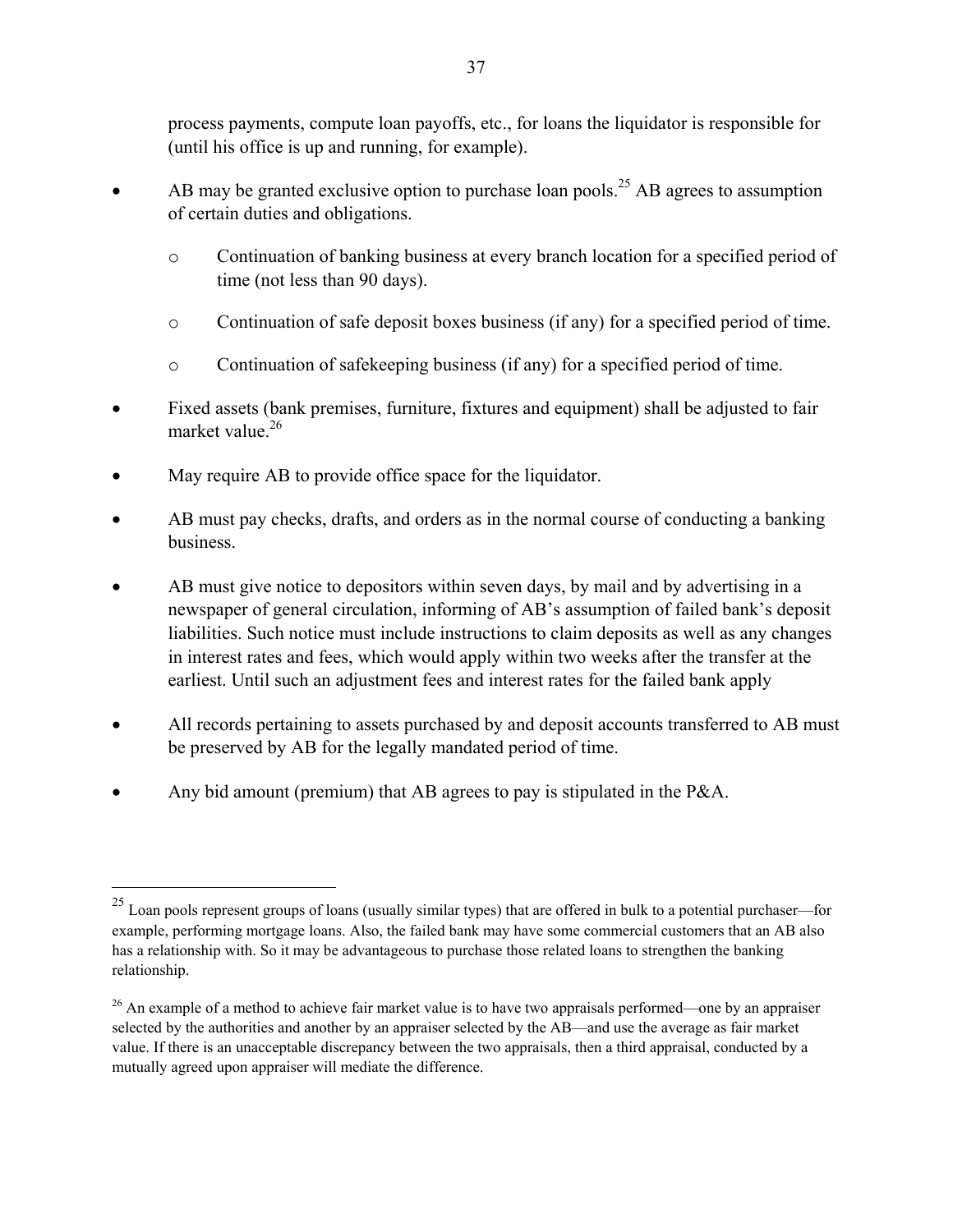process payments, compute loan payoffs, etc., for loans the liquidator is responsible for (until his office is up and running, for example).

- AB may be granted exclusive option to purchase loan pools.[25] AB agrees to assumption of certain duties and obligations.
  - Continuation of banking business at every branch location for a specified period of time (not less than 90 days).
  - Continuation of safe deposit boxes business (if any) for a specified period of time.
  - Continuation of safekeeping business (if any) for a specified period of time.
- Fixed assets (bank premises, furniture, fixtures and equipment) shall be adjusted to fair market value.[26]
- May require AB to provide office space for the liquidator.
- AB must pay checks, drafts, and orders as in the normal course of conducting a banking business.
- AB must give notice to depositors within seven days, by mail and by advertising in a newspaper of general circulation, informing of AB's assumption of failed bank's deposit liabilities. Such notice must include instructions to claim deposits as well as any changes in interest rates and fees, which would apply within two weeks after the transfer at the earliest. Until such an adjustment fees and interest rates for the failed bank apply
- All records pertaining to assets purchased by and deposit accounts transferred to AB must be preserved by AB for the legally mandated period of time.
- Any bid amount (premium) that AB agrees to pay is stipulated in the P&A.

---

[25] Loan pools represent groups of loans (usually similar types) that are offered in bulk to a potential purchaser—for example, performing mortgage loans. Also, the failed bank may have some commercial customers that an AB also has a relationship with. So it may be advantageous to purchase those related loans to strengthen the banking relationship.

[26] An example of a method to achieve fair market value is to have two appraisals performed—one by an appraiser selected by the authorities and another by an appraiser selected by the AB—and use the average as fair market value. If there is an unacceptable discrepancy between the two appraisals, then a third appraisal, conducted by a mutually agreed upon appraiser will mediate the difference.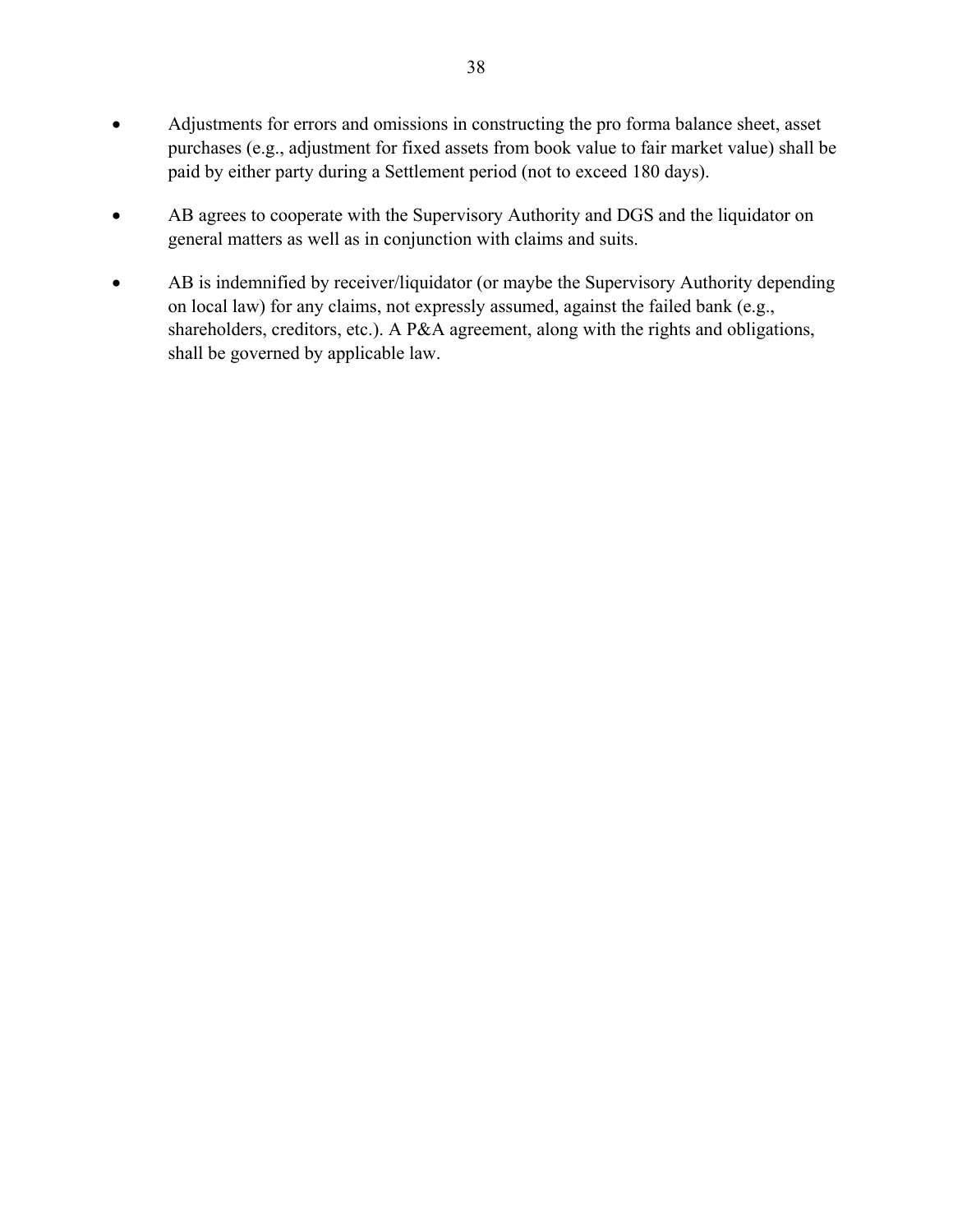- Adjustments for errors and omissions in constructing the pro forma balance sheet, asset purchases (e.g., adjustment for fixed assets from book value to fair market value) shall be paid by either party during a Settlement period (not to exceed 180 days).

- AB agrees to cooperate with the Supervisory Authority and DGS and the liquidator on general matters as well as in conjunction with claims and suits.

- AB is indemnified by receiver/liquidator (or maybe the Supervisory Authority depending on local law) for any claims, not expressly assumed, against the failed bank (e.g., shareholders, creditors, etc.). A P&A agreement, along with the rights and obligations, shall be governed by applicable law.